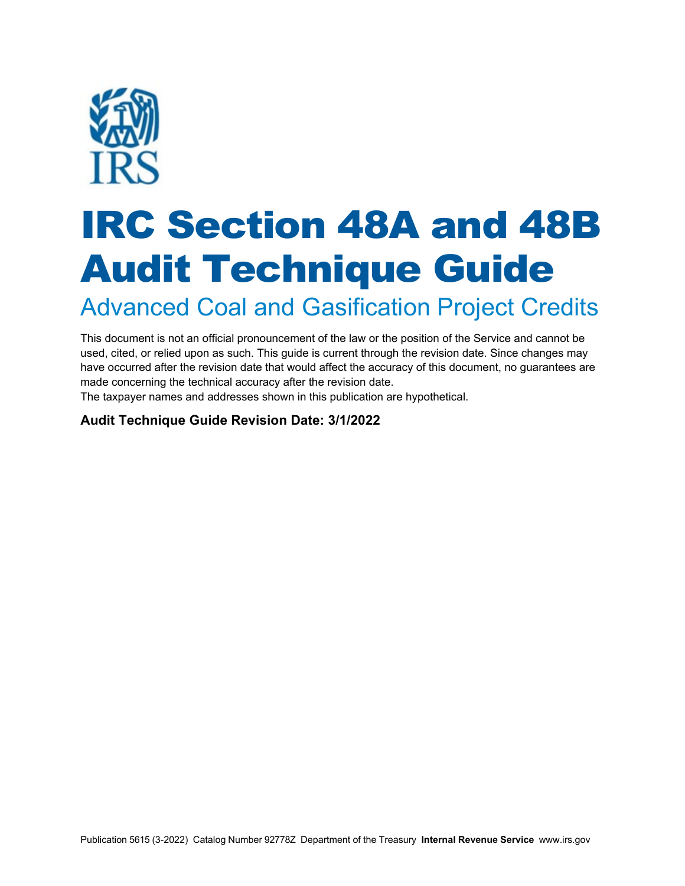IRS

# IRC Section 48A and 48B Audit Technique Guide

## Advanced Coal and Gasification Project Credits

This document is not an official pronouncement of the law or the position of the Service and cannot be used, cited, or relied upon as such. This guide is current through the revision date. Since changes may have occurred after the revision date that would affect the accuracy of this document, no guarantees are made concerning the technical accuracy after the revision date.
The taxpayer names and addresses shown in this publication are hypothetical.

**Audit Technique Guide Revision Date: 3/1/2022**

Publication 5615 (3-2022) Catalog Number 92778Z Department of the Treasury **Internal Revenue Service** www.irs.gov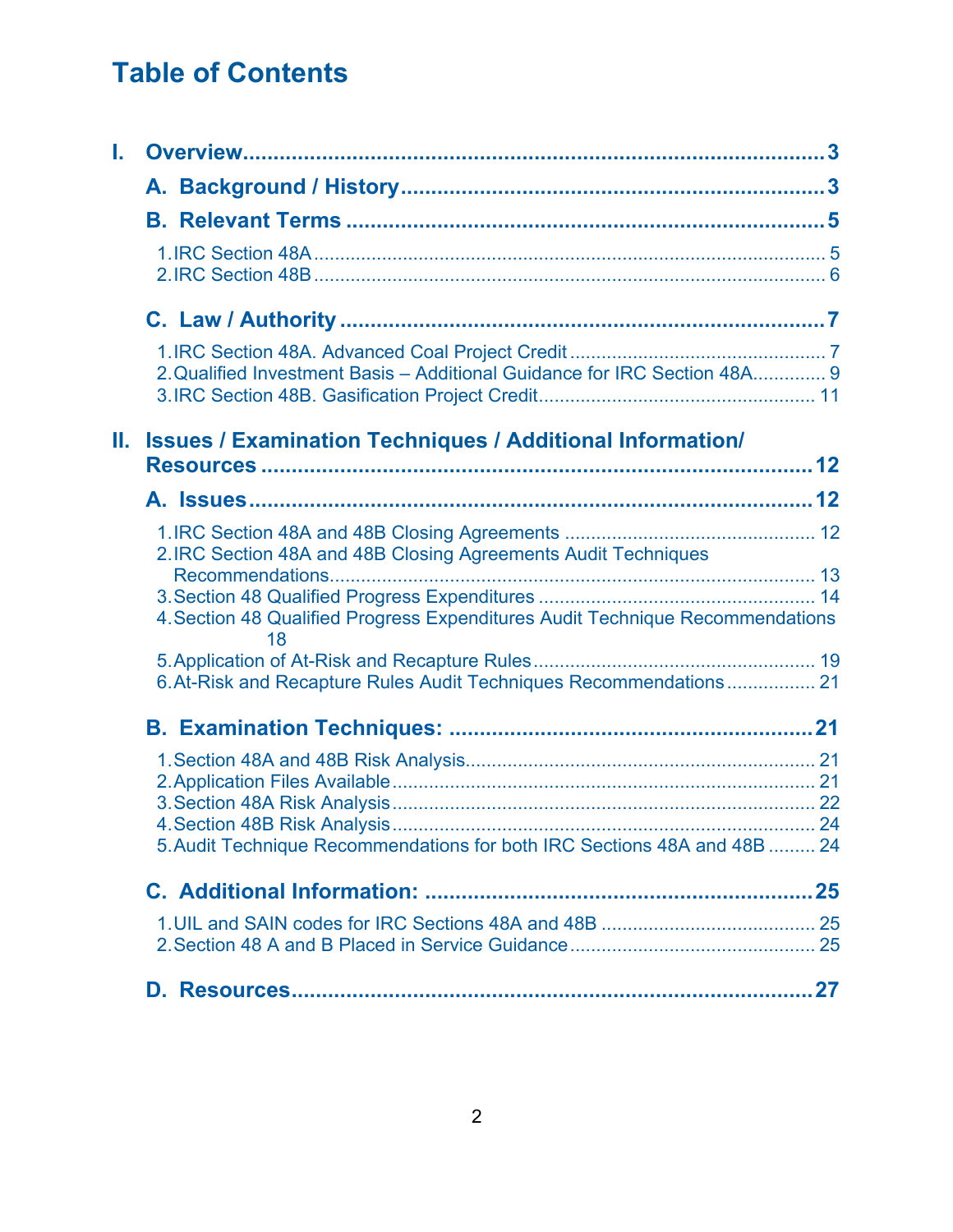# Table of Contents

- **I. Overview** ..... 3
  - **A. Background / History** ..... 3
  - **B. Relevant Terms** ..... 5
    1. IRC Section 48A ..... 5
    2. IRC Section 48B ..... 6
  - **C. Law / Authority** ..... 7
    1. IRC Section 48A. Advanced Coal Project Credit ..... 7
    2. Qualified Investment Basis – Additional Guidance for IRC Section 48A ..... 9
    3. IRC Section 48B. Gasification Project Credit ..... 11
- **II. Issues / Examination Techniques / Additional Information/ Resources** ..... 12
  - **A. Issues** ..... 12
    1. IRC Section 48A and 48B Closing Agreements ..... 12
    2. IRC Section 48A and 48B Closing Agreements Audit Techniques Recommendations ..... 13
    3. Section 48 Qualified Progress Expenditures ..... 14
    4. Section 48 Qualified Progress Expenditures Audit Technique Recommendations ..... 18
    5. Application of At-Risk and Recapture Rules ..... 19
    6. At-Risk and Recapture Rules Audit Techniques Recommendations ..... 21
  - **B. Examination Techniques:** ..... 21
    1. Section 48A and 48B Risk Analysis ..... 21
    2. Application Files Available ..... 21
    3. Section 48A Risk Analysis ..... 22
    4. Section 48B Risk Analysis ..... 24
    5. Audit Technique Recommendations for both IRC Sections 48A and 48B ..... 24
  - **C. Additional Information:** ..... 25
    1. UIL and SAIN codes for IRC Sections 48A and 48B ..... 25
    2. Section 48 A and B Placed in Service Guidance ..... 25
  - **D. Resources** ..... 27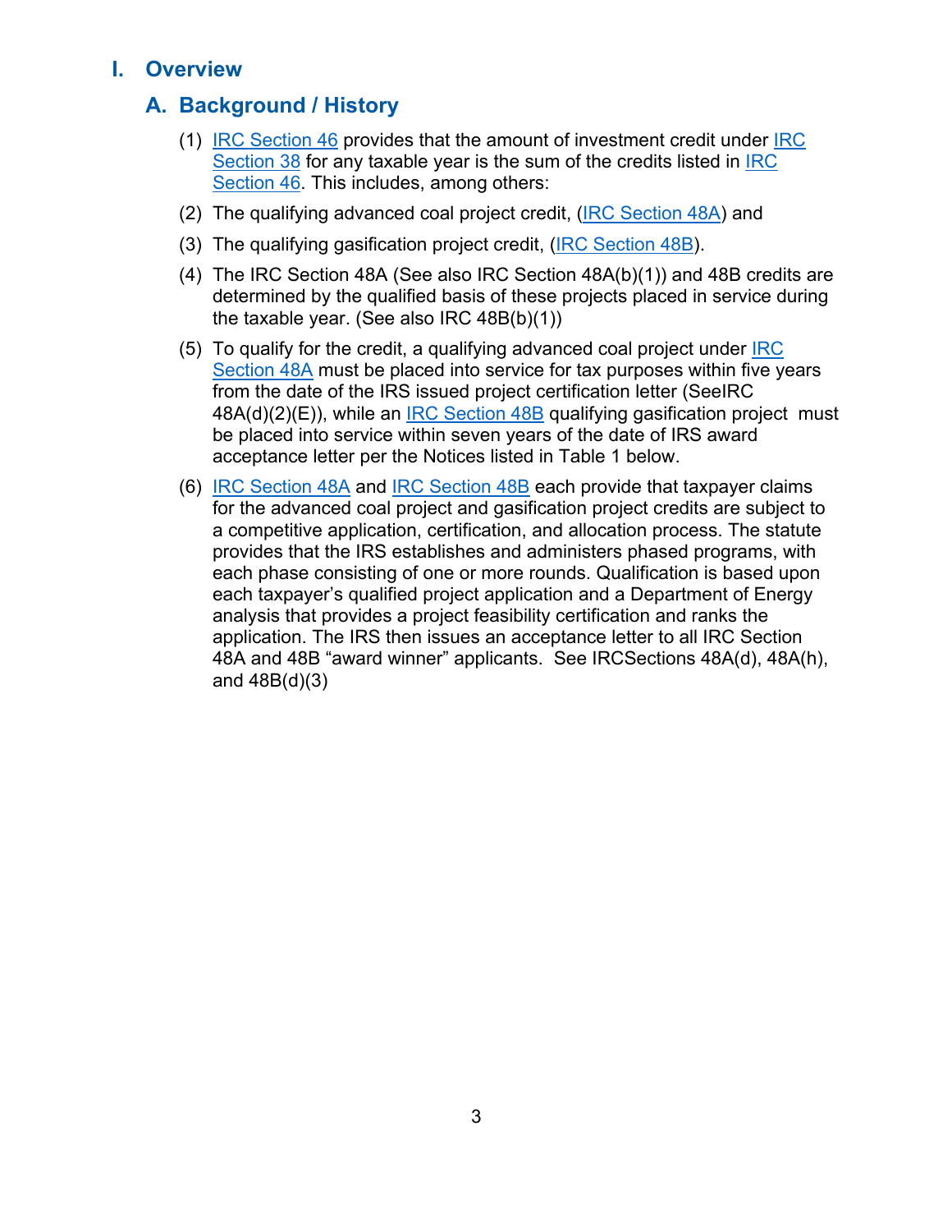# I. Overview

## A. Background / History

(1) IRC Section 46 provides that the amount of investment credit under IRC Section 38 for any taxable year is the sum of the credits listed in IRC Section 46. This includes, among others:

(2) The qualifying advanced coal project credit, (IRC Section 48A) and

(3) The qualifying gasification project credit, (IRC Section 48B).

(4) The IRC Section 48A (See also IRC Section 48A(b)(1)) and 48B credits are determined by the qualified basis of these projects placed in service during the taxable year. (See also IRC 48B(b)(1))

(5) To qualify for the credit, a qualifying advanced coal project under IRC Section 48A must be placed into service for tax purposes within five years from the date of the IRS issued project certification letter (SeeIRC 48A(d)(2)(E)), while an IRC Section 48B qualifying gasification project must be placed into service within seven years of the date of IRS award acceptance letter per the Notices listed in Table 1 below.

(6) IRC Section 48A and IRC Section 48B each provide that taxpayer claims for the advanced coal project and gasification project credits are subject to a competitive application, certification, and allocation process. The statute provides that the IRS establishes and administers phased programs, with each phase consisting of one or more rounds. Qualification is based upon each taxpayer's qualified project application and a Department of Energy analysis that provides a project feasibility certification and ranks the application. The IRS then issues an acceptance letter to all IRC Section 48A and 48B "award winner" applicants. See IRCSections 48A(d), 48A(h), and 48B(d)(3)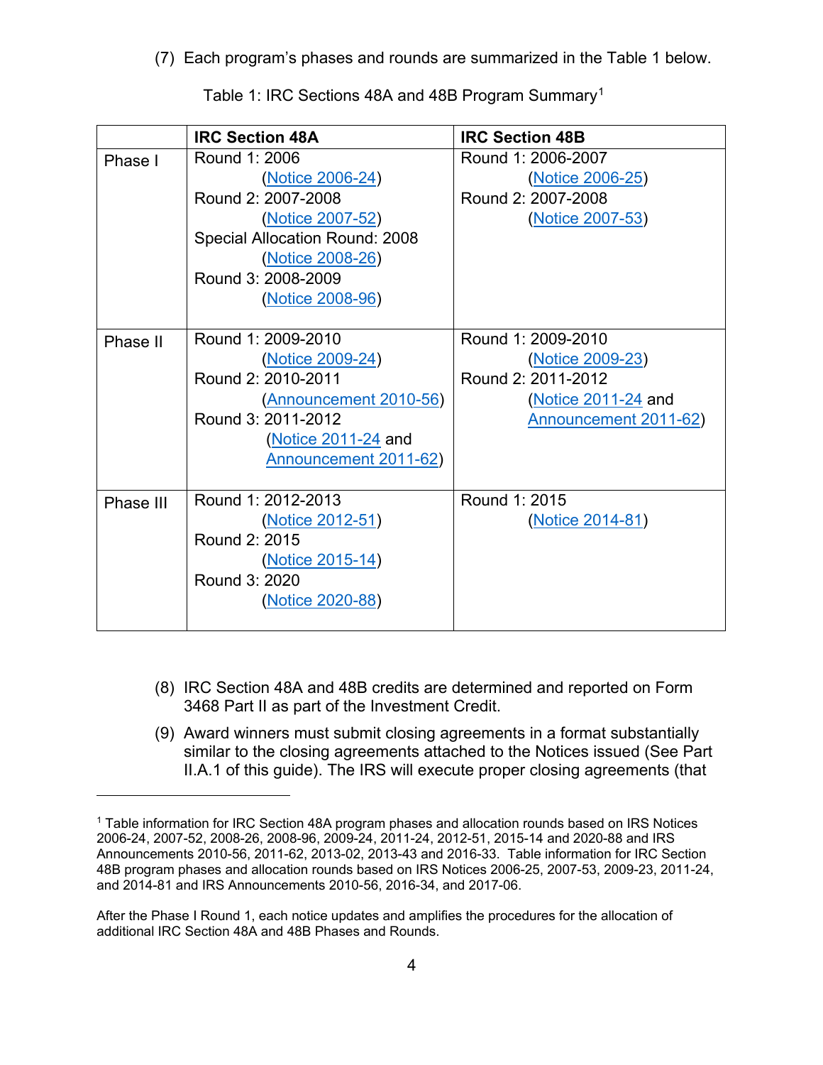(7) Each program's phases and rounds are summarized in the Table 1 below.

Table 1: IRC Sections 48A and 48B Program Summary[1]

| | IRC Section 48A | IRC Section 48B |
|---|---|---|
| Phase I | Round 1: 2006 (Notice 2006-24)<br>Round 2: 2007-2008 (Notice 2007-52)<br>Special Allocation Round: 2008 (Notice 2008-26)<br>Round 3: 2008-2009 (Notice 2008-96) | Round 1: 2006-2007 (Notice 2006-25)<br>Round 2: 2007-2008 (Notice 2007-53) |
| Phase II | Round 1: 2009-2010 (Notice 2009-24)<br>Round 2: 2010-2011 (Announcement 2010-56)<br>Round 3: 2011-2012 (Notice 2011-24 and Announcement 2011-62) | Round 1: 2009-2010 (Notice 2009-23)<br>Round 2: 2011-2012 (Notice 2011-24 and Announcement 2011-62) |
| Phase III | Round 1: 2012-2013 (Notice 2012-51)<br>Round 2: 2015 (Notice 2015-14)<br>Round 3: 2020 (Notice 2020-88) | Round 1: 2015 (Notice 2014-81) |

(8) IRC Section 48A and 48B credits are determined and reported on Form 3468 Part II as part of the Investment Credit.

(9) Award winners must submit closing agreements in a format substantially similar to the closing agreements attached to the Notices issued (See Part II.A.1 of this guide). The IRS will execute proper closing agreements (that

[1] Table information for IRC Section 48A program phases and allocation rounds based on IRS Notices 2006-24, 2007-52, 2008-26, 2008-96, 2009-24, 2011-24, 2012-51, 2015-14 and 2020-88 and IRS Announcements 2010-56, 2011-62, 2013-02, 2013-43 and 2016-33. Table information for IRC Section 48B program phases and allocation rounds based on IRS Notices 2006-25, 2007-53, 2009-23, 2011-24, and 2014-81 and IRS Announcements 2010-56, 2016-34, and 2017-06.

After the Phase I Round 1, each notice updates and amplifies the procedures for the allocation of additional IRC Section 48A and 48B Phases and Rounds.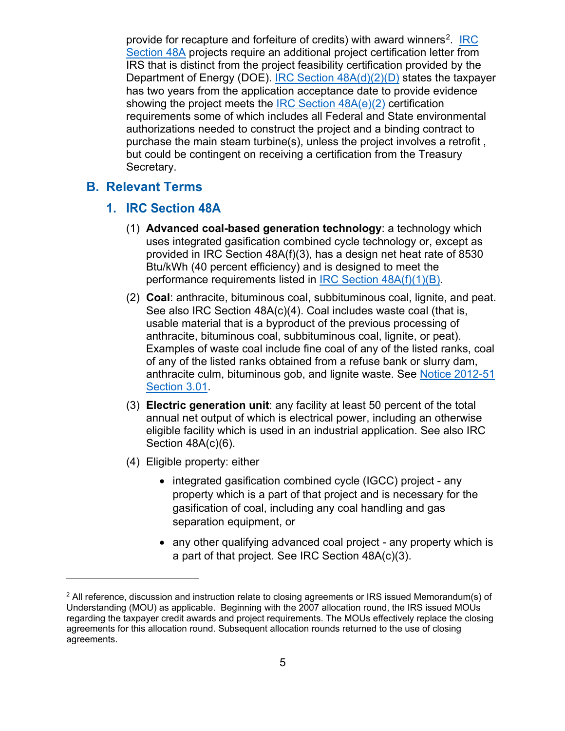provide for recapture and forfeiture of credits) with award winners[2]. [IRC Section 48A](#) projects require an additional project certification letter from IRS that is distinct from the project feasibility certification provided by the Department of Energy (DOE). [IRC Section 48A(d)(2)(D)](#) states the taxpayer has two years from the application acceptance date to provide evidence showing the project meets the [IRC Section 48A(e)(2)](#) certification requirements some of which includes all Federal and State environmental authorizations needed to construct the project and a binding contract to purchase the main steam turbine(s), unless the project involves a retrofit , but could be contingent on receiving a certification from the Treasury Secretary.

## B. Relevant Terms

### 1. IRC Section 48A

(1) **Advanced coal-based generation technology**: a technology which uses integrated gasification combined cycle technology or, except as provided in IRC Section 48A(f)(3), has a design net heat rate of 8530 Btu/kWh (40 percent efficiency) and is designed to meet the performance requirements listed in [IRC Section 48A(f)(1)(B)](#).

(2) **Coal**: anthracite, bituminous coal, subbituminous coal, lignite, and peat. See also IRC Section 48A(c)(4). Coal includes waste coal (that is, usable material that is a byproduct of the previous processing of anthracite, bituminous coal, subbituminous coal, lignite, or peat). Examples of waste coal include fine coal of any of the listed ranks, coal of any of the listed ranks obtained from a refuse bank or slurry dam, anthracite culm, bituminous gob, and lignite waste. See [Notice 2012-51 Section 3.01](#).

(3) **Electric generation unit**: any facility at least 50 percent of the total annual net output of which is electrical power, including an otherwise eligible facility which is used in an industrial application. See also IRC Section 48A(c)(6).

(4) Eligible property: either

- integrated gasification combined cycle (IGCC) project - any property which is a part of that project and is necessary for the gasification of coal, including any coal handling and gas separation equipment, or
- any other qualifying advanced coal project - any property which is a part of that project. See IRC Section 48A(c)(3).

---

[2] All reference, discussion and instruction relate to closing agreements or IRS issued Memorandum(s) of Understanding (MOU) as applicable. Beginning with the 2007 allocation round, the IRS issued MOUs regarding the taxpayer credit awards and project requirements. The MOUs effectively replace the closing agreements for this allocation round. Subsequent allocation rounds returned to the use of closing agreements.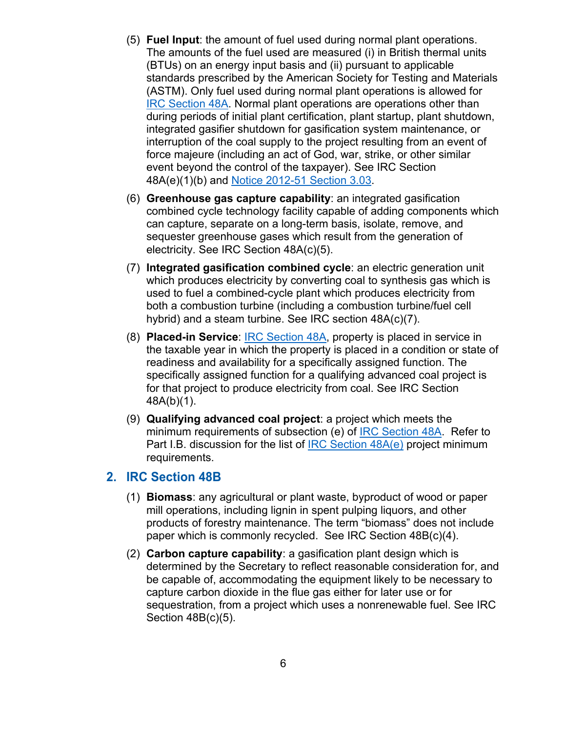(5) **Fuel Input**: the amount of fuel used during normal plant operations. The amounts of the fuel used are measured (i) in British thermal units (BTUs) on an energy input basis and (ii) pursuant to applicable standards prescribed by the American Society for Testing and Materials (ASTM). Only fuel used during normal plant operations is allowed for IRC Section 48A. Normal plant operations are operations other than during periods of initial plant certification, plant startup, plant shutdown, integrated gasifier shutdown for gasification system maintenance, or interruption of the coal supply to the project resulting from an event of force majeure (including an act of God, war, strike, or other similar event beyond the control of the taxpayer). See IRC Section 48A(e)(1)(b) and Notice 2012-51 Section 3.03.

(6) **Greenhouse gas capture capability**: an integrated gasification combined cycle technology facility capable of adding components which can capture, separate on a long-term basis, isolate, remove, and sequester greenhouse gases which result from the generation of electricity. See IRC Section 48A(c)(5).

(7) **Integrated gasification combined cycle**: an electric generation unit which produces electricity by converting coal to synthesis gas which is used to fuel a combined-cycle plant which produces electricity from both a combustion turbine (including a combustion turbine/fuel cell hybrid) and a steam turbine. See IRC section 48A(c)(7).

(8) **Placed-in Service**: IRC Section 48A, property is placed in service in the taxable year in which the property is placed in a condition or state of readiness and availability for a specifically assigned function. The specifically assigned function for a qualifying advanced coal project is for that project to produce electricity from coal. See IRC Section 48A(b)(1).

(9) **Qualifying advanced coal project**: a project which meets the minimum requirements of subsection (e) of IRC Section 48A. Refer to Part I.B. discussion for the list of IRC Section 48A(e) project minimum requirements.

## 2. IRC Section 48B

(1) **Biomass**: any agricultural or plant waste, byproduct of wood or paper mill operations, including lignin in spent pulping liquors, and other products of forestry maintenance. The term "biomass" does not include paper which is commonly recycled. See IRC Section 48B(c)(4).

(2) **Carbon capture capability**: a gasification plant design which is determined by the Secretary to reflect reasonable consideration for, and be capable of, accommodating the equipment likely to be necessary to capture carbon dioxide in the flue gas either for later use or for sequestration, from a project which uses a nonrenewable fuel. See IRC Section 48B(c)(5).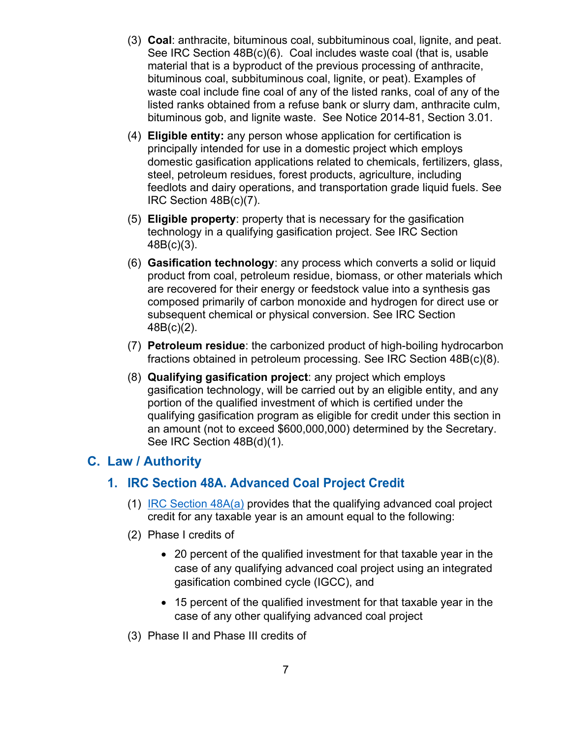(3) **Coal**: anthracite, bituminous coal, subbituminous coal, lignite, and peat. See IRC Section 48B(c)(6). Coal includes waste coal (that is, usable material that is a byproduct of the previous processing of anthracite, bituminous coal, subbituminous coal, lignite, or peat). Examples of waste coal include fine coal of any of the listed ranks, coal of any of the listed ranks obtained from a refuse bank or slurry dam, anthracite culm, bituminous gob, and lignite waste. See Notice 2014-81, Section 3.01.

(4) **Eligible entity:** any person whose application for certification is principally intended for use in a domestic project which employs domestic gasification applications related to chemicals, fertilizers, glass, steel, petroleum residues, forest products, agriculture, including feedlots and dairy operations, and transportation grade liquid fuels. See IRC Section 48B(c)(7).

(5) **Eligible property**: property that is necessary for the gasification technology in a qualifying gasification project. See IRC Section 48B(c)(3).

(6) **Gasification technology**: any process which converts a solid or liquid product from coal, petroleum residue, biomass, or other materials which are recovered for their energy or feedstock value into a synthesis gas composed primarily of carbon monoxide and hydrogen for direct use or subsequent chemical or physical conversion. See IRC Section 48B(c)(2).

(7) **Petroleum residue**: the carbonized product of high-boiling hydrocarbon fractions obtained in petroleum processing. See IRC Section 48B(c)(8).

(8) **Qualifying gasification project**: any project which employs gasification technology, will be carried out by an eligible entity, and any portion of the qualified investment of which is certified under the qualifying gasification program as eligible for credit under this section in an amount (not to exceed $600,000,000) determined by the Secretary. See IRC Section 48B(d)(1).

## C. Law / Authority

### 1. IRC Section 48A. Advanced Coal Project Credit

(1) IRC Section 48A(a) provides that the qualifying advanced coal project credit for any taxable year is an amount equal to the following:

(2) Phase I credits of

- 20 percent of the qualified investment for that taxable year in the case of any qualifying advanced coal project using an integrated gasification combined cycle (IGCC), and
- 15 percent of the qualified investment for that taxable year in the case of any other qualifying advanced coal project

(3) Phase II and Phase III credits of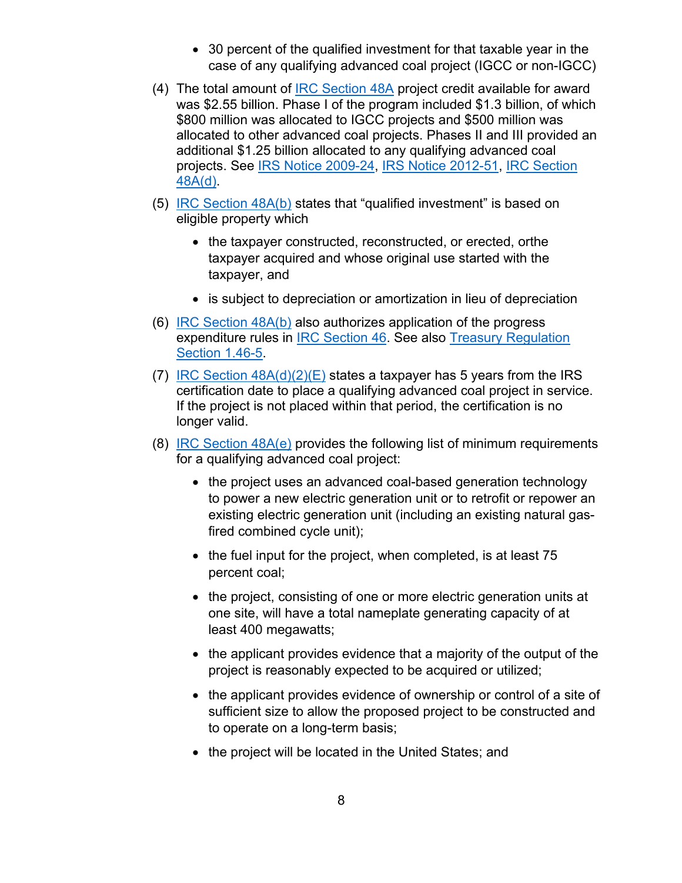- 30 percent of the qualified investment for that taxable year in the case of any qualifying advanced coal project (IGCC or non-IGCC)

(4) The total amount of IRC Section 48A project credit available for award was $2.55 billion. Phase I of the program included $1.3 billion, of which $800 million was allocated to IGCC projects and $500 million was allocated to other advanced coal projects. Phases II and III provided an additional $1.25 billion allocated to any qualifying advanced coal projects. See IRS Notice 2009-24, IRS Notice 2012-51, IRC Section 48A(d).

(5) IRC Section 48A(b) states that "qualified investment" is based on eligible property which

- the taxpayer constructed, reconstructed, or erected, orthe taxpayer acquired and whose original use started with the taxpayer, and
- is subject to depreciation or amortization in lieu of depreciation

(6) IRC Section 48A(b) also authorizes application of the progress expenditure rules in IRC Section 46. See also Treasury Regulation Section 1.46-5.

(7) IRC Section 48A(d)(2)(E) states a taxpayer has 5 years from the IRS certification date to place a qualifying advanced coal project in service. If the project is not placed within that period, the certification is no longer valid.

(8) IRC Section 48A(e) provides the following list of minimum requirements for a qualifying advanced coal project:

- the project uses an advanced coal-based generation technology to power a new electric generation unit or to retrofit or repower an existing electric generation unit (including an existing natural gas-fired combined cycle unit);
- the fuel input for the project, when completed, is at least 75 percent coal;
- the project, consisting of one or more electric generation units at one site, will have a total nameplate generating capacity of at least 400 megawatts;
- the applicant provides evidence that a majority of the output of the project is reasonably expected to be acquired or utilized;
- the applicant provides evidence of ownership or control of a site of sufficient size to allow the proposed project to be constructed and to operate on a long-term basis;
- the project will be located in the United States; and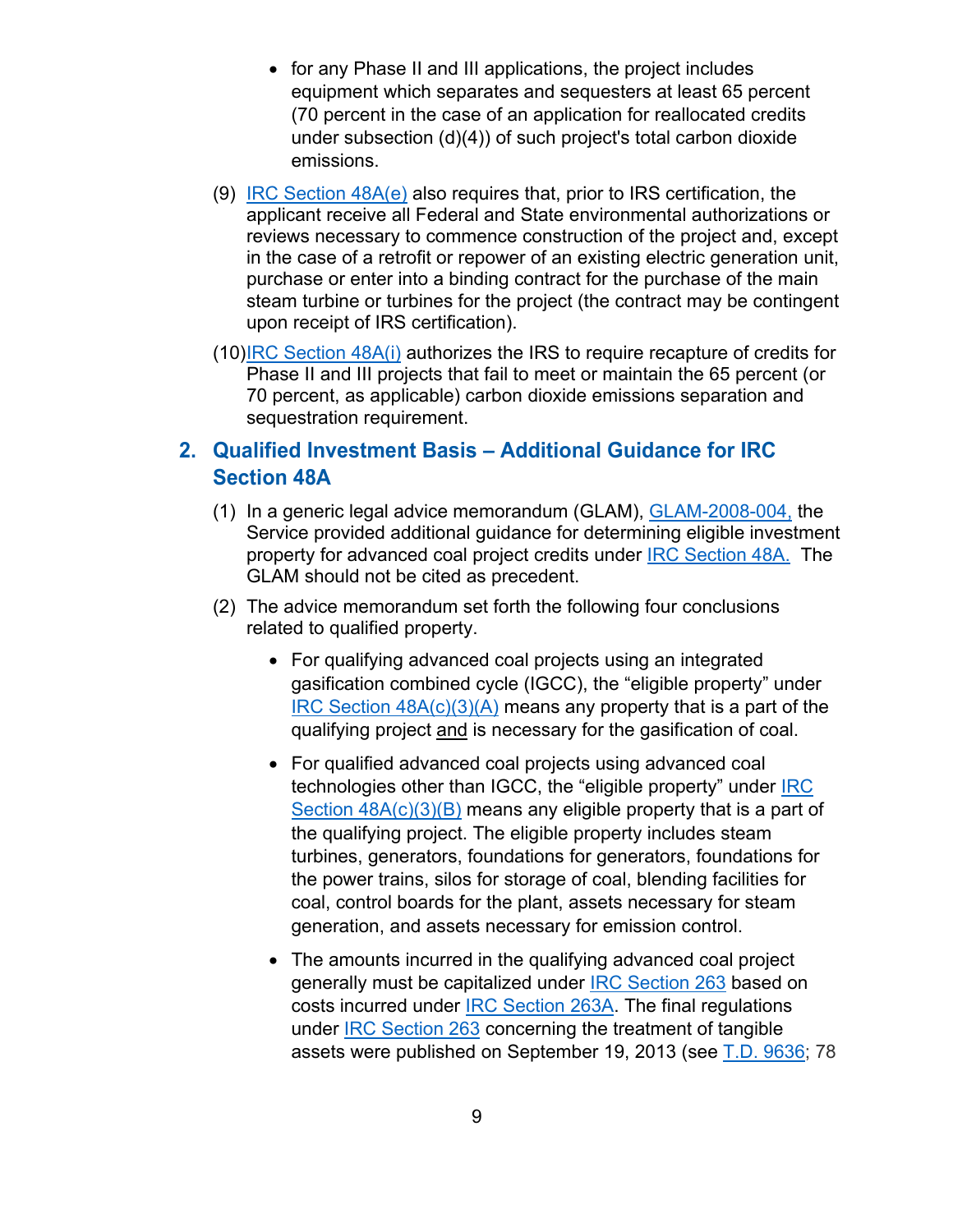- for any Phase II and III applications, the project includes equipment which separates and sequesters at least 65 percent (70 percent in the case of an application for reallocated credits under subsection (d)(4)) of such project's total carbon dioxide emissions.

(9) IRC Section 48A(e) also requires that, prior to IRS certification, the applicant receive all Federal and State environmental authorizations or reviews necessary to commence construction of the project and, except in the case of a retrofit or repower of an existing electric generation unit, purchase or enter into a binding contract for the purchase of the main steam turbine or turbines for the project (the contract may be contingent upon receipt of IRS certification).

(10) IRC Section 48A(i) authorizes the IRS to require recapture of credits for Phase II and III projects that fail to meet or maintain the 65 percent (or 70 percent, as applicable) carbon dioxide emissions separation and sequestration requirement.

## 2. Qualified Investment Basis – Additional Guidance for IRC Section 48A

(1) In a generic legal advice memorandum (GLAM), GLAM-2008-004, the Service provided additional guidance for determining eligible investment property for advanced coal project credits under IRC Section 48A. The GLAM should not be cited as precedent.

(2) The advice memorandum set forth the following four conclusions related to qualified property.

- For qualifying advanced coal projects using an integrated gasification combined cycle (IGCC), the "eligible property" under IRC Section 48A(c)(3)(A) means any property that is a part of the qualifying project and is necessary for the gasification of coal.

- For qualified advanced coal projects using advanced coal technologies other than IGCC, the "eligible property" under IRC Section 48A(c)(3)(B) means any eligible property that is a part of the qualifying project. The eligible property includes steam turbines, generators, foundations for generators, foundations for the power trains, silos for storage of coal, blending facilities for coal, control boards for the plant, assets necessary for steam generation, and assets necessary for emission control.

- The amounts incurred in the qualifying advanced coal project generally must be capitalized under IRC Section 263 based on costs incurred under IRC Section 263A. The final regulations under IRC Section 263 concerning the treatment of tangible assets were published on September 19, 2013 (see T.D. 9636; 78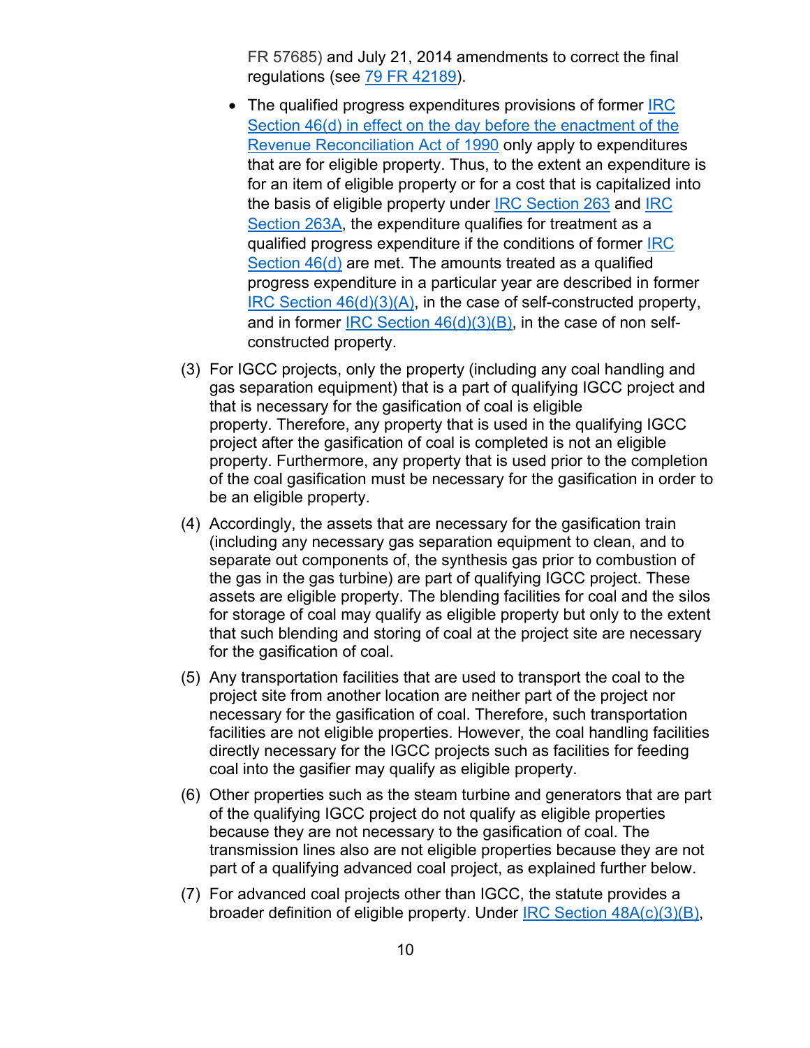FR 57685) and July 21, 2014 amendments to correct the final regulations (see 79 FR 42189).

- The qualified progress expenditures provisions of former IRC Section 46(d) in effect on the day before the enactment of the Revenue Reconciliation Act of 1990 only apply to expenditures that are for eligible property. Thus, to the extent an expenditure is for an item of eligible property or for a cost that is capitalized into the basis of eligible property under IRC Section 263 and IRC Section 263A, the expenditure qualifies for treatment as a qualified progress expenditure if the conditions of former IRC Section 46(d) are met. The amounts treated as a qualified progress expenditure in a particular year are described in former IRC Section 46(d)(3)(A), in the case of self-constructed property, and in former IRC Section 46(d)(3)(B), in the case of non self-constructed property.

(3) For IGCC projects, only the property (including any coal handling and gas separation equipment) that is a part of qualifying IGCC project and that is necessary for the gasification of coal is eligible property. Therefore, any property that is used in the qualifying IGCC project after the gasification of coal is completed is not an eligible property. Furthermore, any property that is used prior to the completion of the coal gasification must be necessary for the gasification in order to be an eligible property.

(4) Accordingly, the assets that are necessary for the gasification train (including any necessary gas separation equipment to clean, and to separate out components of, the synthesis gas prior to combustion of the gas in the gas turbine) are part of qualifying IGCC project. These assets are eligible property. The blending facilities for coal and the silos for storage of coal may qualify as eligible property but only to the extent that such blending and storing of coal at the project site are necessary for the gasification of coal.

(5) Any transportation facilities that are used to transport the coal to the project site from another location are neither part of the project nor necessary for the gasification of coal. Therefore, such transportation facilities are not eligible properties. However, the coal handling facilities directly necessary for the IGCC projects such as facilities for feeding coal into the gasifier may qualify as eligible property.

(6) Other properties such as the steam turbine and generators that are part of the qualifying IGCC project do not qualify as eligible properties because they are not necessary to the gasification of coal. The transmission lines also are not eligible properties because they are not part of a qualifying advanced coal project, as explained further below.

(7) For advanced coal projects other than IGCC, the statute provides a broader definition of eligible property. Under IRC Section 48A(c)(3)(B),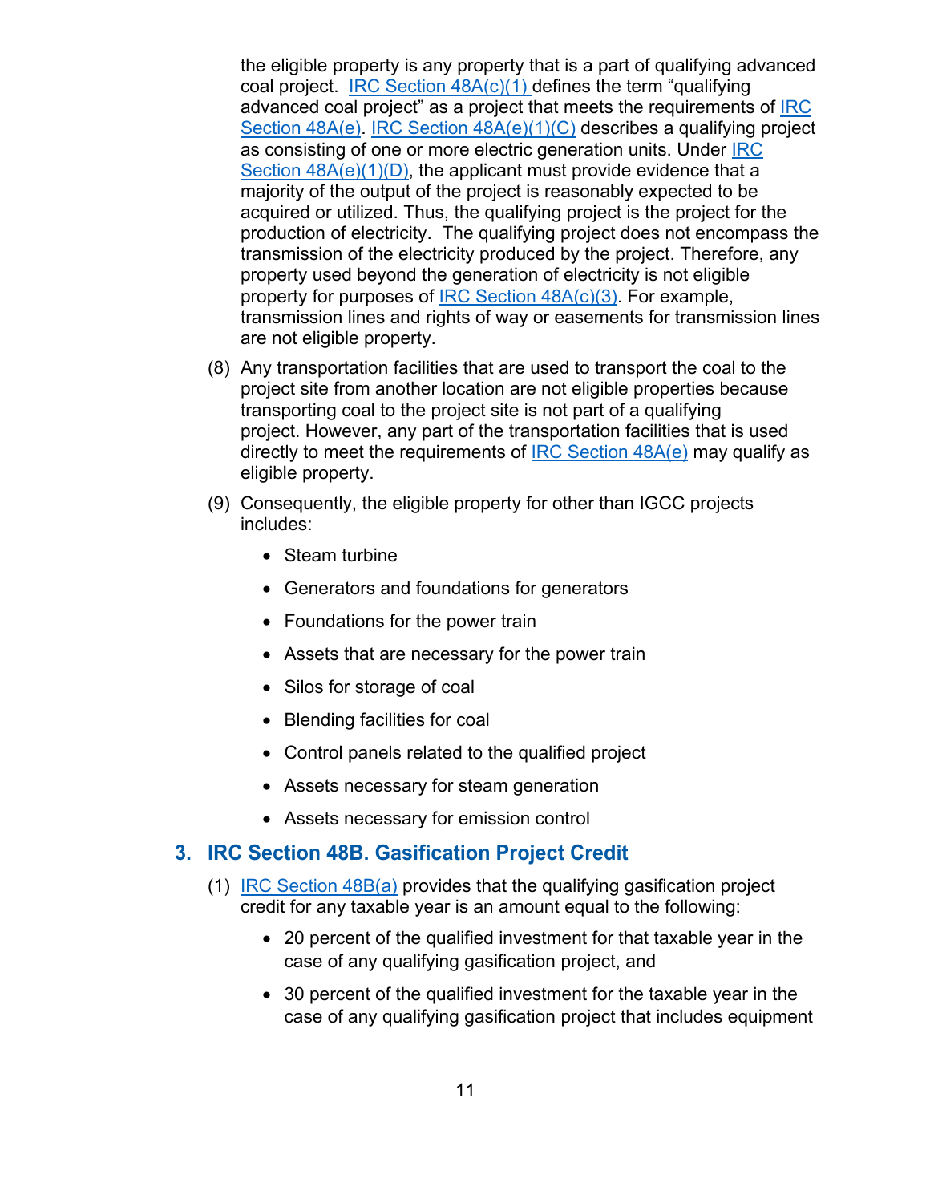the eligible property is any property that is a part of qualifying advanced coal project. IRC Section 48A(c)(1) defines the term "qualifying advanced coal project" as a project that meets the requirements of IRC Section 48A(e). IRC Section 48A(e)(1)(C) describes a qualifying project as consisting of one or more electric generation units. Under IRC Section 48A(e)(1)(D), the applicant must provide evidence that a majority of the output of the project is reasonably expected to be acquired or utilized. Thus, the qualifying project is the project for the production of electricity. The qualifying project does not encompass the transmission of the electricity produced by the project. Therefore, any property used beyond the generation of electricity is not eligible property for purposes of IRC Section 48A(c)(3). For example, transmission lines and rights of way or easements for transmission lines are not eligible property.

(8) Any transportation facilities that are used to transport the coal to the project site from another location are not eligible properties because transporting coal to the project site is not part of a qualifying project. However, any part of the transportation facilities that is used directly to meet the requirements of IRC Section 48A(e) may qualify as eligible property.

(9) Consequently, the eligible property for other than IGCC projects includes:

- Steam turbine
- Generators and foundations for generators
- Foundations for the power train
- Assets that are necessary for the power train
- Silos for storage of coal
- Blending facilities for coal
- Control panels related to the qualified project
- Assets necessary for steam generation
- Assets necessary for emission control

## 3. IRC Section 48B. Gasification Project Credit

(1) IRC Section 48B(a) provides that the qualifying gasification project credit for any taxable year is an amount equal to the following:

- 20 percent of the qualified investment for that taxable year in the case of any qualifying gasification project, and
- 30 percent of the qualified investment for the taxable year in the case of any qualifying gasification project that includes equipment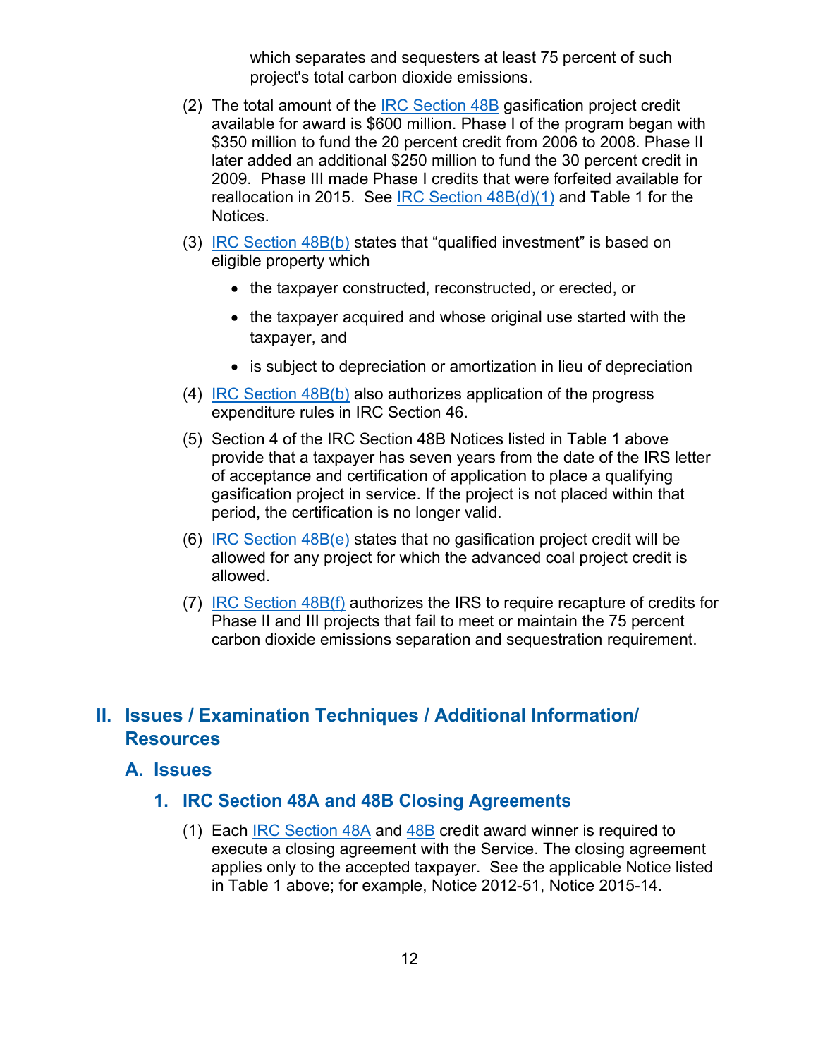which separates and sequesters at least 75 percent of such project's total carbon dioxide emissions.

(2) The total amount of the IRC Section 48B gasification project credit available for award is $600 million. Phase I of the program began with $350 million to fund the 20 percent credit from 2006 to 2008. Phase II later added an additional $250 million to fund the 30 percent credit in 2009. Phase III made Phase I credits that were forfeited available for reallocation in 2015. See IRC Section 48B(d)(1) and Table 1 for the Notices.

(3) IRC Section 48B(b) states that “qualified investment” is based on eligible property which

- the taxpayer constructed, reconstructed, or erected, or
- the taxpayer acquired and whose original use started with the taxpayer, and
- is subject to depreciation or amortization in lieu of depreciation

(4) IRC Section 48B(b) also authorizes application of the progress expenditure rules in IRC Section 46.

(5) Section 4 of the IRC Section 48B Notices listed in Table 1 above provide that a taxpayer has seven years from the date of the IRS letter of acceptance and certification of application to place a qualifying gasification project in service. If the project is not placed within that period, the certification is no longer valid.

(6) IRC Section 48B(e) states that no gasification project credit will be allowed for any project for which the advanced coal project credit is allowed.

(7) IRC Section 48B(f) authorizes the IRS to require recapture of credits for Phase II and III projects that fail to meet or maintain the 75 percent carbon dioxide emissions separation and sequestration requirement.

# II. Issues / Examination Techniques / Additional Information/ Resources

## A. Issues

### 1. IRC Section 48A and 48B Closing Agreements

(1) Each IRC Section 48A and 48B credit award winner is required to execute a closing agreement with the Service. The closing agreement applies only to the accepted taxpayer. See the applicable Notice listed in Table 1 above; for example, Notice 2012-51, Notice 2015-14.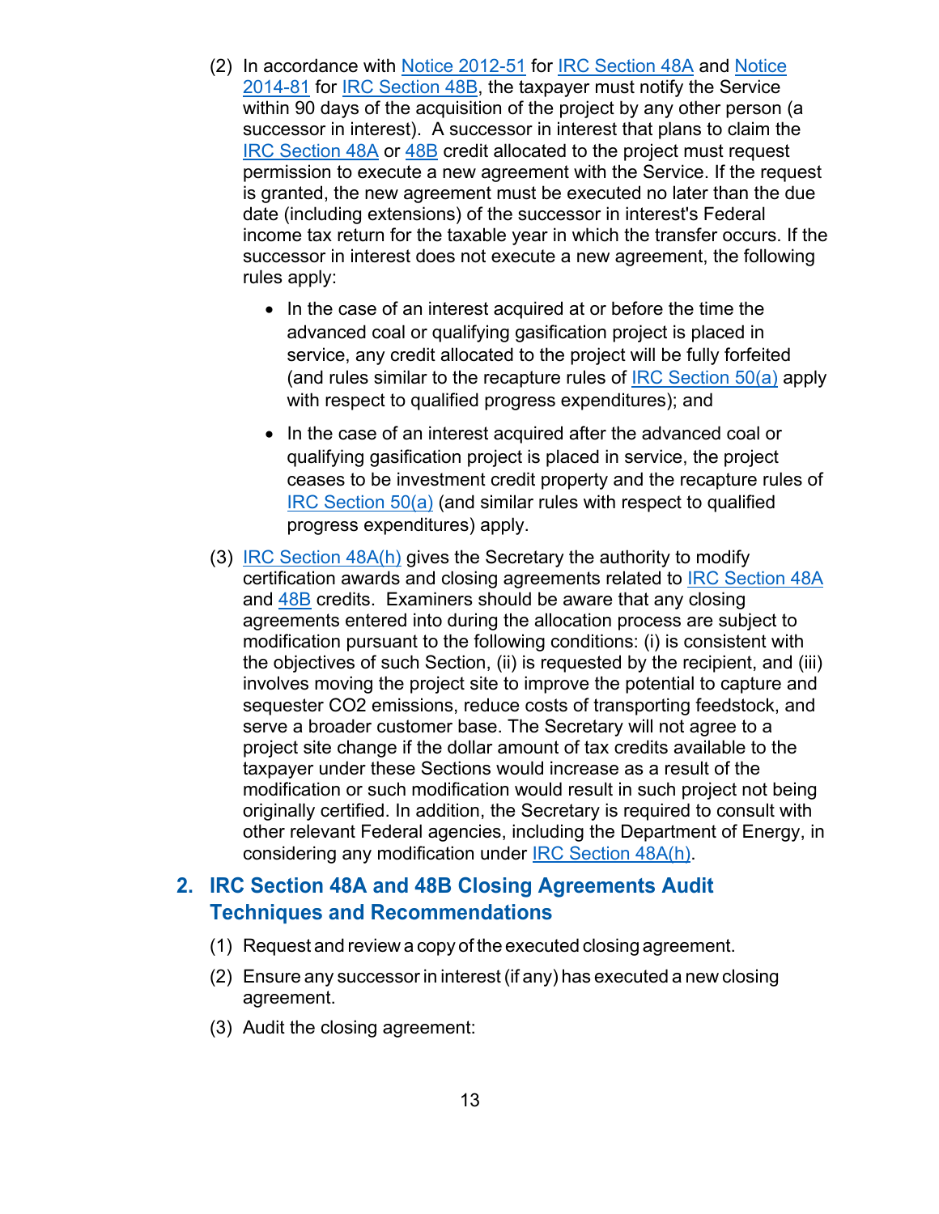(2) In accordance with Notice 2012-51 for IRC Section 48A and Notice 2014-81 for IRC Section 48B, the taxpayer must notify the Service within 90 days of the acquisition of the project by any other person (a successor in interest). A successor in interest that plans to claim the IRC Section 48A or 48B credit allocated to the project must request permission to execute a new agreement with the Service. If the request is granted, the new agreement must be executed no later than the due date (including extensions) of the successor in interest's Federal income tax return for the taxable year in which the transfer occurs. If the successor in interest does not execute a new agreement, the following rules apply:

- In the case of an interest acquired at or before the time the advanced coal or qualifying gasification project is placed in service, any credit allocated to the project will be fully forfeited (and rules similar to the recapture rules of IRC Section 50(a) apply with respect to qualified progress expenditures); and
- In the case of an interest acquired after the advanced coal or qualifying gasification project is placed in service, the project ceases to be investment credit property and the recapture rules of IRC Section 50(a) (and similar rules with respect to qualified progress expenditures) apply.

(3) IRC Section 48A(h) gives the Secretary the authority to modify certification awards and closing agreements related to IRC Section 48A and 48B credits. Examiners should be aware that any closing agreements entered into during the allocation process are subject to modification pursuant to the following conditions: (i) is consistent with the objectives of such Section, (ii) is requested by the recipient, and (iii) involves moving the project site to improve the potential to capture and sequester $CO_2$ emissions, reduce costs of transporting feedstock, and serve a broader customer base. The Secretary will not agree to a project site change if the dollar amount of tax credits available to the taxpayer under these Sections would increase as a result of the modification or such modification would result in such project not being originally certified. In addition, the Secretary is required to consult with other relevant Federal agencies, including the Department of Energy, in considering any modification under IRC Section 48A(h).

## 2. IRC Section 48A and 48B Closing Agreements Audit Techniques and Recommendations

(1) Request and review a copy of the executed closing agreement.

(2) Ensure any successor in interest (if any) has executed a new closing agreement.

(3) Audit the closing agreement: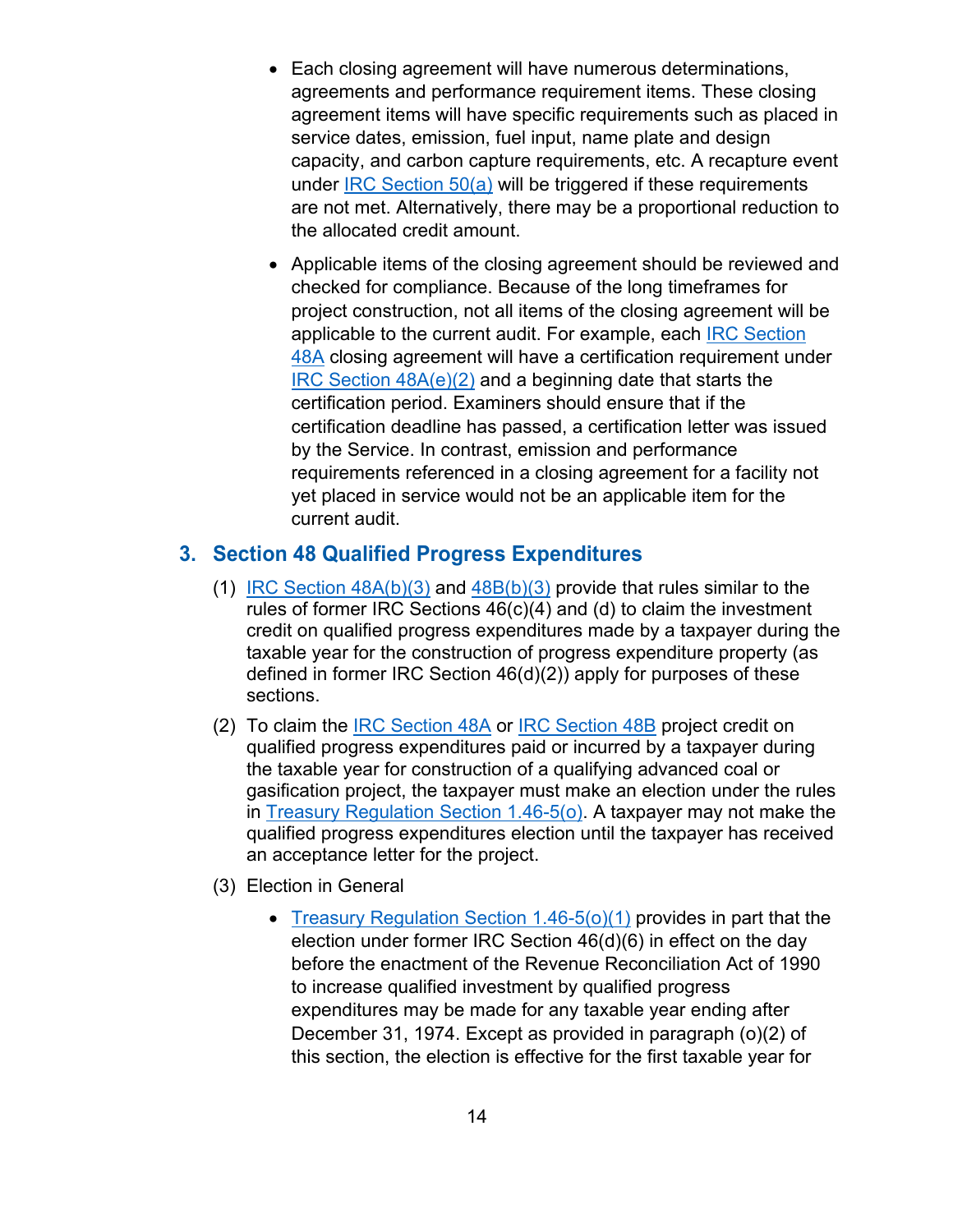- Each closing agreement will have numerous determinations, agreements and performance requirement items. These closing agreement items will have specific requirements such as placed in service dates, emission, fuel input, name plate and design capacity, and carbon capture requirements, etc. A recapture event under IRC Section 50(a) will be triggered if these requirements are not met. Alternatively, there may be a proportional reduction to the allocated credit amount.
- Applicable items of the closing agreement should be reviewed and checked for compliance. Because of the long timeframes for project construction, not all items of the closing agreement will be applicable to the current audit. For example, each IRC Section 48A closing agreement will have a certification requirement under IRC Section 48A(e)(2) and a beginning date that starts the certification period. Examiners should ensure that if the certification deadline has passed, a certification letter was issued by the Service. In contrast, emission and performance requirements referenced in a closing agreement for a facility not yet placed in service would not be an applicable item for the current audit.

## 3. Section 48 Qualified Progress Expenditures

(1) IRC Section 48A(b)(3) and 48B(b)(3) provide that rules similar to the rules of former IRC Sections 46(c)(4) and (d) to claim the investment credit on qualified progress expenditures made by a taxpayer during the taxable year for the construction of progress expenditure property (as defined in former IRC Section 46(d)(2)) apply for purposes of these sections.

(2) To claim the IRC Section 48A or IRC Section 48B project credit on qualified progress expenditures paid or incurred by a taxpayer during the taxable year for construction of a qualifying advanced coal or gasification project, the taxpayer must make an election under the rules in Treasury Regulation Section 1.46-5(o). A taxpayer may not make the qualified progress expenditures election until the taxpayer has received an acceptance letter for the project.

(3) Election in General

- Treasury Regulation Section 1.46-5(o)(1) provides in part that the election under former IRC Section 46(d)(6) in effect on the day before the enactment of the Revenue Reconciliation Act of 1990 to increase qualified investment by qualified progress expenditures may be made for any taxable year ending after December 31, 1974. Except as provided in paragraph (o)(2) of this section, the election is effective for the first taxable year for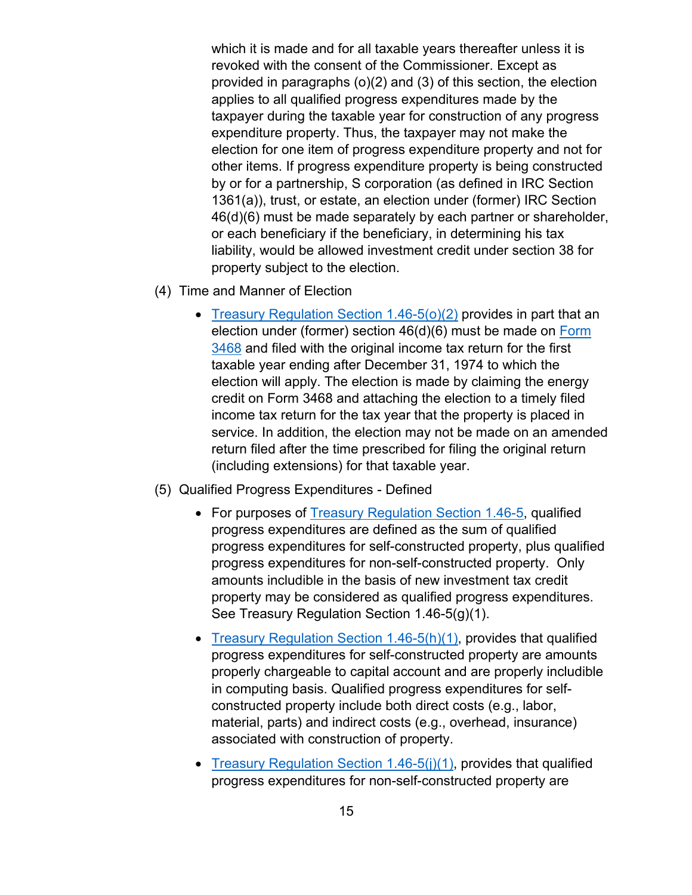which it is made and for all taxable years thereafter unless it is revoked with the consent of the Commissioner. Except as provided in paragraphs (o)(2) and (3) of this section, the election applies to all qualified progress expenditures made by the taxpayer during the taxable year for construction of any progress expenditure property. Thus, the taxpayer may not make the election for one item of progress expenditure property and not for other items. If progress expenditure property is being constructed by or for a partnership, S corporation (as defined in IRC Section 1361(a)), trust, or estate, an election under (former) IRC Section 46(d)(6) must be made separately by each partner or shareholder, or each beneficiary if the beneficiary, in determining his tax liability, would be allowed investment credit under section 38 for property subject to the election.

(4) Time and Manner of Election

- Treasury Regulation Section 1.46-5(o)(2) provides in part that an election under (former) section 46(d)(6) must be made on Form 3468 and filed with the original income tax return for the first taxable year ending after December 31, 1974 to which the election will apply. The election is made by claiming the energy credit on Form 3468 and attaching the election to a timely filed income tax return for the tax year that the property is placed in service. In addition, the election may not be made on an amended return filed after the time prescribed for filing the original return (including extensions) for that taxable year.

(5) Qualified Progress Expenditures - Defined

- For purposes of Treasury Regulation Section 1.46-5, qualified progress expenditures are defined as the sum of qualified progress expenditures for self-constructed property, plus qualified progress expenditures for non-self-constructed property. Only amounts includible in the basis of new investment tax credit property may be considered as qualified progress expenditures. See Treasury Regulation Section 1.46-5(g)(1).
- Treasury Regulation Section 1.46-5(h)(1), provides that qualified progress expenditures for self-constructed property are amounts properly chargeable to capital account and are properly includible in computing basis. Qualified progress expenditures for self-constructed property include both direct costs (e.g., labor, material, parts) and indirect costs (e.g., overhead, insurance) associated with construction of property.
- Treasury Regulation Section 1.46-5(j)(1), provides that qualified progress expenditures for non-self-constructed property are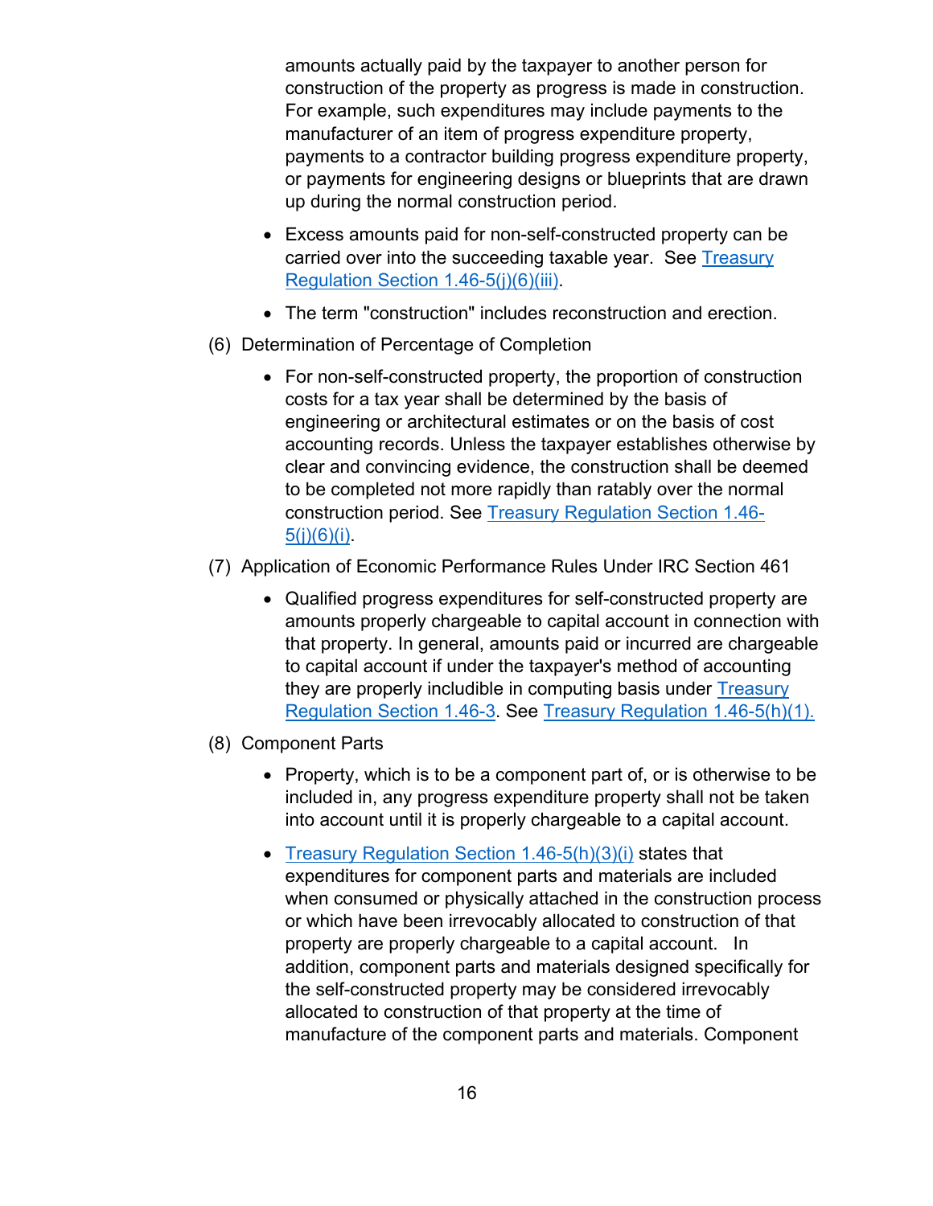amounts actually paid by the taxpayer to another person for construction of the property as progress is made in construction. For example, such expenditures may include payments to the manufacturer of an item of progress expenditure property, payments to a contractor building progress expenditure property, or payments for engineering designs or blueprints that are drawn up during the normal construction period.

- Excess amounts paid for non-self-constructed property can be carried over into the succeeding taxable year. See [Treasury Regulation Section 1.46-5(j)(6)(iii)](#).
- The term "construction" includes reconstruction and erection.

(6) Determination of Percentage of Completion

- For non-self-constructed property, the proportion of construction costs for a tax year shall be determined by the basis of engineering or architectural estimates or on the basis of cost accounting records. Unless the taxpayer establishes otherwise by clear and convincing evidence, the construction shall be deemed to be completed not more rapidly than ratably over the normal construction period. See [Treasury Regulation Section 1.46-5(j)(6)(i)](#).

(7) Application of Economic Performance Rules Under IRC Section 461

- Qualified progress expenditures for self-constructed property are amounts properly chargeable to capital account in connection with that property. In general, amounts paid or incurred are chargeable to capital account if under the taxpayer's method of accounting they are properly includible in computing basis under [Treasury Regulation Section 1.46-3](#). See [Treasury Regulation 1.46-5(h)(1).](#)

(8) Component Parts

- Property, which is to be a component part of, or is otherwise to be included in, any progress expenditure property shall not be taken into account until it is properly chargeable to a capital account.
- [Treasury Regulation Section 1.46-5(h)(3)(i)](#) states that expenditures for component parts and materials are included when consumed or physically attached in the construction process or which have been irrevocably allocated to construction of that property are properly chargeable to a capital account. In addition, component parts and materials designed specifically for the self-constructed property may be considered irrevocably allocated to construction of that property at the time of manufacture of the component parts and materials. Component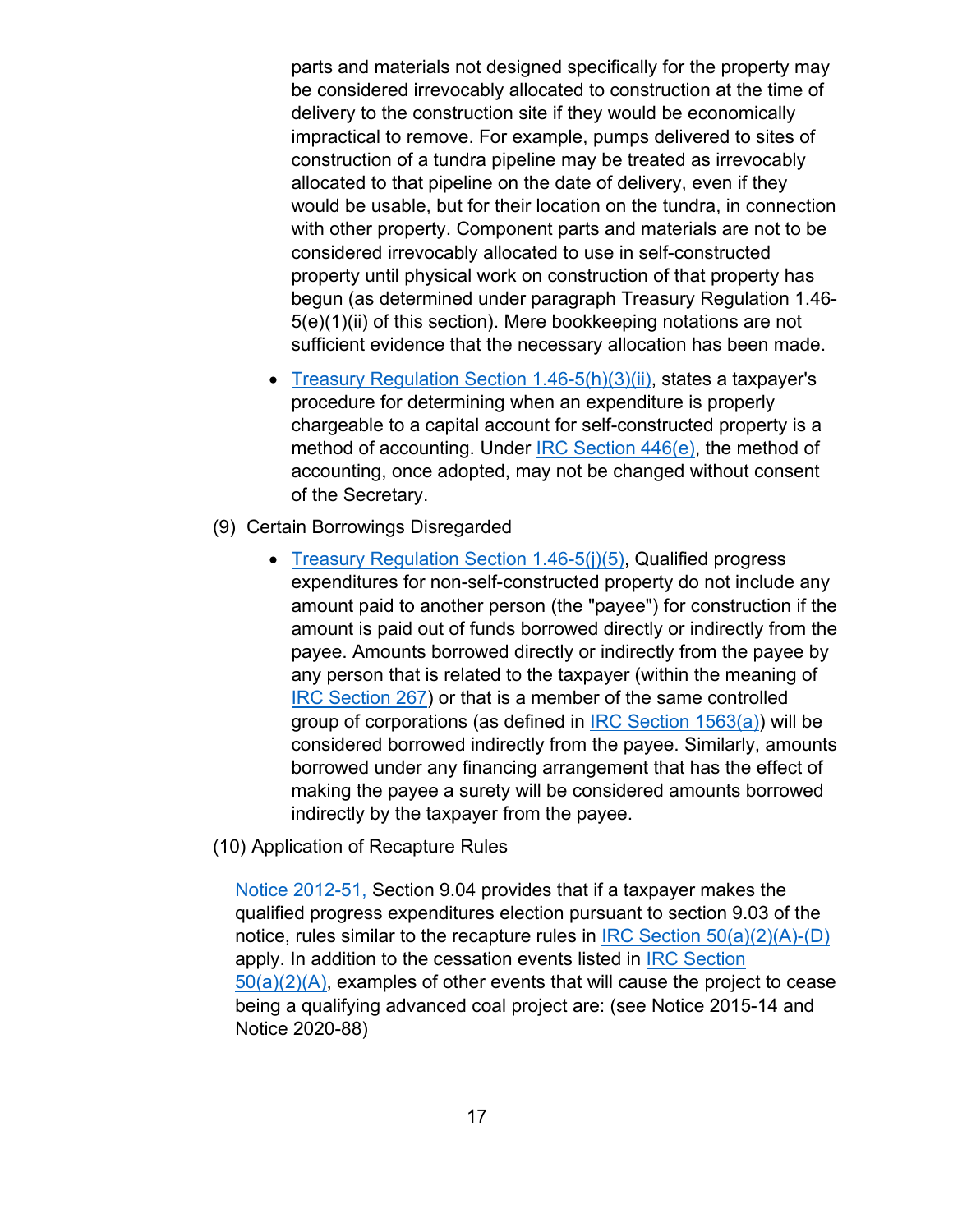parts and materials not designed specifically for the property may be considered irrevocably allocated to construction at the time of delivery to the construction site if they would be economically impractical to remove. For example, pumps delivered to sites of construction of a tundra pipeline may be treated as irrevocably allocated to that pipeline on the date of delivery, even if they would be usable, but for their location on the tundra, in connection with other property. Component parts and materials are not to be considered irrevocably allocated to use in self-constructed property until physical work on construction of that property has begun (as determined under paragraph Treasury Regulation 1.46-5(e)(1)(ii) of this section). Mere bookkeeping notations are not sufficient evidence that the necessary allocation has been made.

- Treasury Regulation Section 1.46-5(h)(3)(ii), states a taxpayer's procedure for determining when an expenditure is properly chargeable to a capital account for self-constructed property is a method of accounting. Under IRC Section 446(e), the method of accounting, once adopted, may not be changed without consent of the Secretary.

(9) Certain Borrowings Disregarded

- Treasury Regulation Section 1.46-5(j)(5), Qualified progress expenditures for non-self-constructed property do not include any amount paid to another person (the "payee") for construction if the amount is paid out of funds borrowed directly or indirectly from the payee. Amounts borrowed directly or indirectly from the payee by any person that is related to the taxpayer (within the meaning of IRC Section 267) or that is a member of the same controlled group of corporations (as defined in IRC Section 1563(a)) will be considered borrowed indirectly from the payee. Similarly, amounts borrowed under any financing arrangement that has the effect of making the payee a surety will be considered amounts borrowed indirectly by the taxpayer from the payee.

(10) Application of Recapture Rules

Notice 2012-51, Section 9.04 provides that if a taxpayer makes the qualified progress expenditures election pursuant to section 9.03 of the notice, rules similar to the recapture rules in IRC Section 50(a)(2)(A)-(D) apply. In addition to the cessation events listed in IRC Section 50(a)(2)(A), examples of other events that will cause the project to cease being a qualifying advanced coal project are: (see Notice 2015-14 and Notice 2020-88)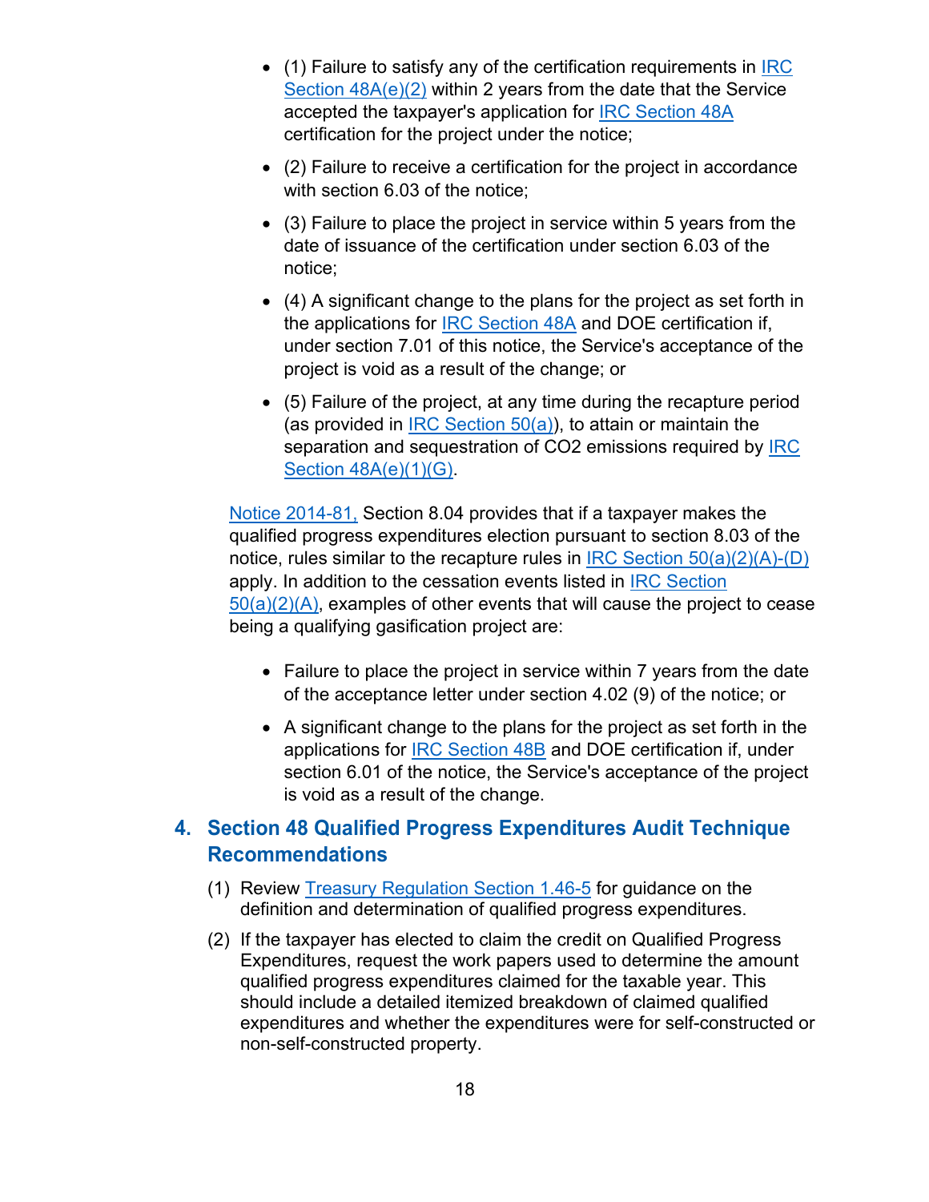- (1) Failure to satisfy any of the certification requirements in IRC Section 48A(e)(2) within 2 years from the date that the Service accepted the taxpayer's application for IRC Section 48A certification for the project under the notice;
- (2) Failure to receive a certification for the project in accordance with section 6.03 of the notice;
- (3) Failure to place the project in service within 5 years from the date of issuance of the certification under section 6.03 of the notice;
- (4) A significant change to the plans for the project as set forth in the applications for IRC Section 48A and DOE certification if, under section 7.01 of this notice, the Service's acceptance of the project is void as a result of the change; or
- (5) Failure of the project, at any time during the recapture period (as provided in IRC Section 50(a)), to attain or maintain the separation and sequestration of CO2 emissions required by IRC Section 48A(e)(1)(G).

Notice 2014-81, Section 8.04 provides that if a taxpayer makes the qualified progress expenditures election pursuant to section 8.03 of the notice, rules similar to the recapture rules in IRC Section 50(a)(2)(A)-(D) apply. In addition to the cessation events listed in IRC Section 50(a)(2)(A), examples of other events that will cause the project to cease being a qualifying gasification project are:

- Failure to place the project in service within 7 years from the date of the acceptance letter under section 4.02 (9) of the notice; or
- A significant change to the plans for the project as set forth in the applications for IRC Section 48B and DOE certification if, under section 6.01 of the notice, the Service's acceptance of the project is void as a result of the change.

## 4. Section 48 Qualified Progress Expenditures Audit Technique Recommendations

(1) Review Treasury Regulation Section 1.46-5 for guidance on the definition and determination of qualified progress expenditures.

(2) If the taxpayer has elected to claim the credit on Qualified Progress Expenditures, request the work papers used to determine the amount qualified progress expenditures claimed for the taxable year. This should include a detailed itemized breakdown of claimed qualified expenditures and whether the expenditures were for self-constructed or non-self-constructed property.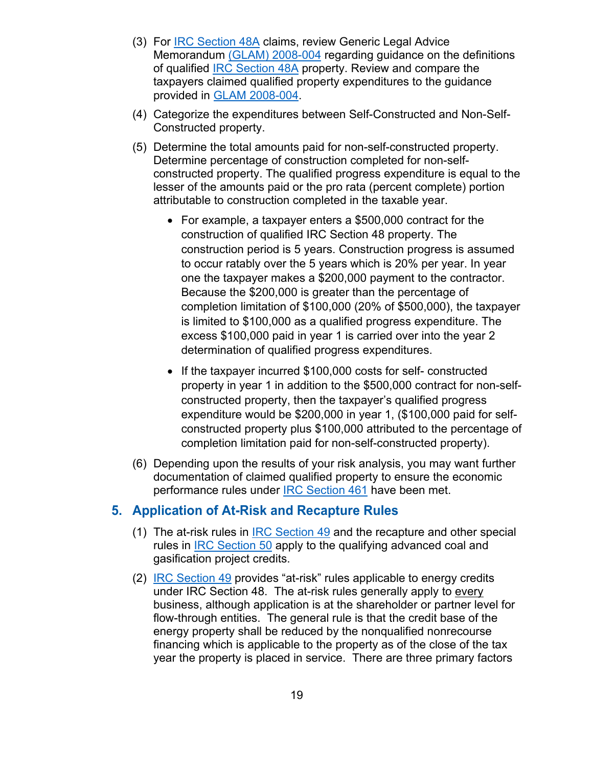(3) For IRC Section 48A claims, review Generic Legal Advice Memorandum (GLAM) 2008-004 regarding guidance on the definitions of qualified IRC Section 48A property. Review and compare the taxpayers claimed qualified property expenditures to the guidance provided in GLAM 2008-004.

(4) Categorize the expenditures between Self-Constructed and Non-Self-Constructed property.

(5) Determine the total amounts paid for non-self-constructed property. Determine percentage of construction completed for non-self-constructed property. The qualified progress expenditure is equal to the lesser of the amounts paid or the pro rata (percent complete) portion attributable to construction completed in the taxable year.

- For example, a taxpayer enters a $500,000 contract for the construction of qualified IRC Section 48 property. The construction period is 5 years. Construction progress is assumed to occur ratably over the 5 years which is 20% per year. In year one the taxpayer makes a $200,000 payment to the contractor. Because the $200,000 is greater than the percentage of completion limitation of $100,000 (20% of $500,000), the taxpayer is limited to $100,000 as a qualified progress expenditure. The excess $100,000 paid in year 1 is carried over into the year 2 determination of qualified progress expenditures.
- If the taxpayer incurred $100,000 costs for self- constructed property in year 1 in addition to the $500,000 contract for non-self-constructed property, then the taxpayer's qualified progress expenditure would be $200,000 in year 1, ($100,000 paid for self-constructed property plus $100,000 attributed to the percentage of completion limitation paid for non-self-constructed property).

(6) Depending upon the results of your risk analysis, you may want further documentation of claimed qualified property to ensure the economic performance rules under IRC Section 461 have been met.

## 5. Application of At-Risk and Recapture Rules

(1) The at-risk rules in IRC Section 49 and the recapture and other special rules in IRC Section 50 apply to the qualifying advanced coal and gasification project credits.

(2) IRC Section 49 provides "at-risk" rules applicable to energy credits under IRC Section 48. The at-risk rules generally apply to <u>every</u> business, although application is at the shareholder or partner level for flow-through entities. The general rule is that the credit base of the energy property shall be reduced by the nonqualified nonrecourse financing which is applicable to the property as of the close of the tax year the property is placed in service. There are three primary factors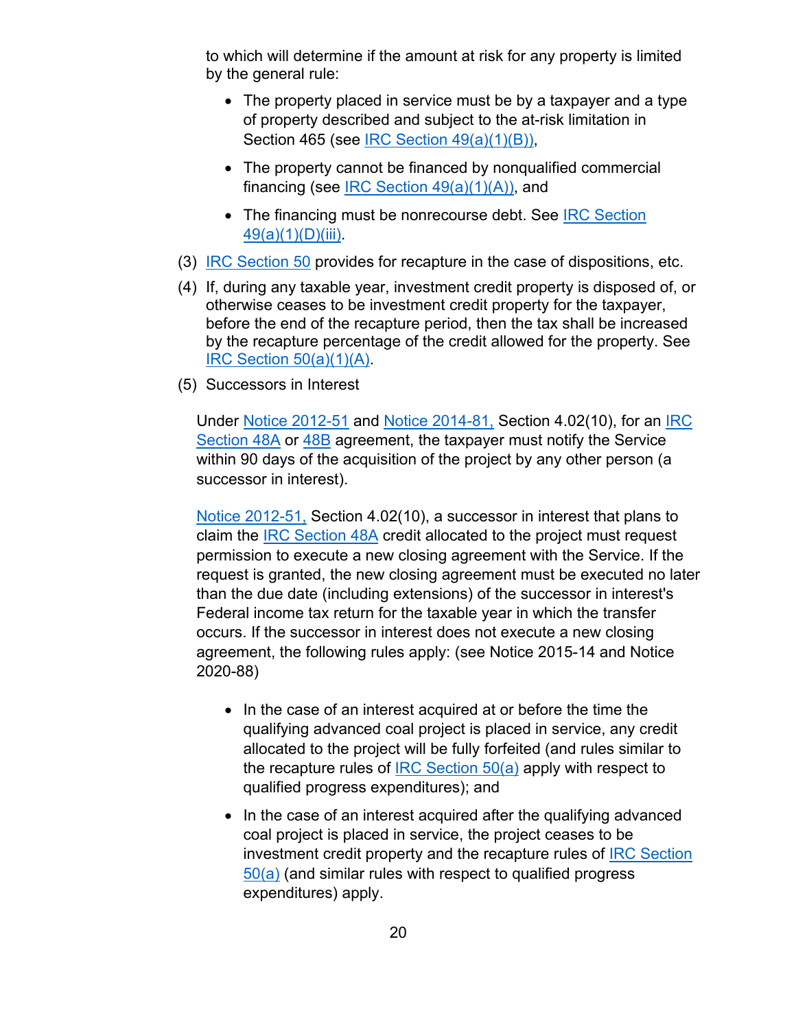to which will determine if the amount at risk for any property is limited by the general rule:

- The property placed in service must be by a taxpayer and a type of property described and subject to the at-risk limitation in Section 465 (see IRC Section 49(a)(1)(B)),
- The property cannot be financed by nonqualified commercial financing (see IRC Section 49(a)(1)(A)), and
- The financing must be nonrecourse debt. See IRC Section 49(a)(1)(D)(iii).

(3) IRC Section 50 provides for recapture in the case of dispositions, etc.

(4) If, during any taxable year, investment credit property is disposed of, or otherwise ceases to be investment credit property for the taxpayer, before the end of the recapture period, then the tax shall be increased by the recapture percentage of the credit allowed for the property. See IRC Section 50(a)(1)(A).

(5) Successors in Interest

Under Notice 2012-51 and Notice 2014-81, Section 4.02(10), for an IRC Section 48A or 48B agreement, the taxpayer must notify the Service within 90 days of the acquisition of the project by any other person (a successor in interest).

Notice 2012-51, Section 4.02(10), a successor in interest that plans to claim the IRC Section 48A credit allocated to the project must request permission to execute a new closing agreement with the Service. If the request is granted, the new closing agreement must be executed no later than the due date (including extensions) of the successor in interest's Federal income tax return for the taxable year in which the transfer occurs. If the successor in interest does not execute a new closing agreement, the following rules apply: (see Notice 2015-14 and Notice 2020-88)

- In the case of an interest acquired at or before the time the qualifying advanced coal project is placed in service, any credit allocated to the project will be fully forfeited (and rules similar to the recapture rules of IRC Section 50(a) apply with respect to qualified progress expenditures); and
- In the case of an interest acquired after the qualifying advanced coal project is placed in service, the project ceases to be investment credit property and the recapture rules of IRC Section 50(a) (and similar rules with respect to qualified progress expenditures) apply.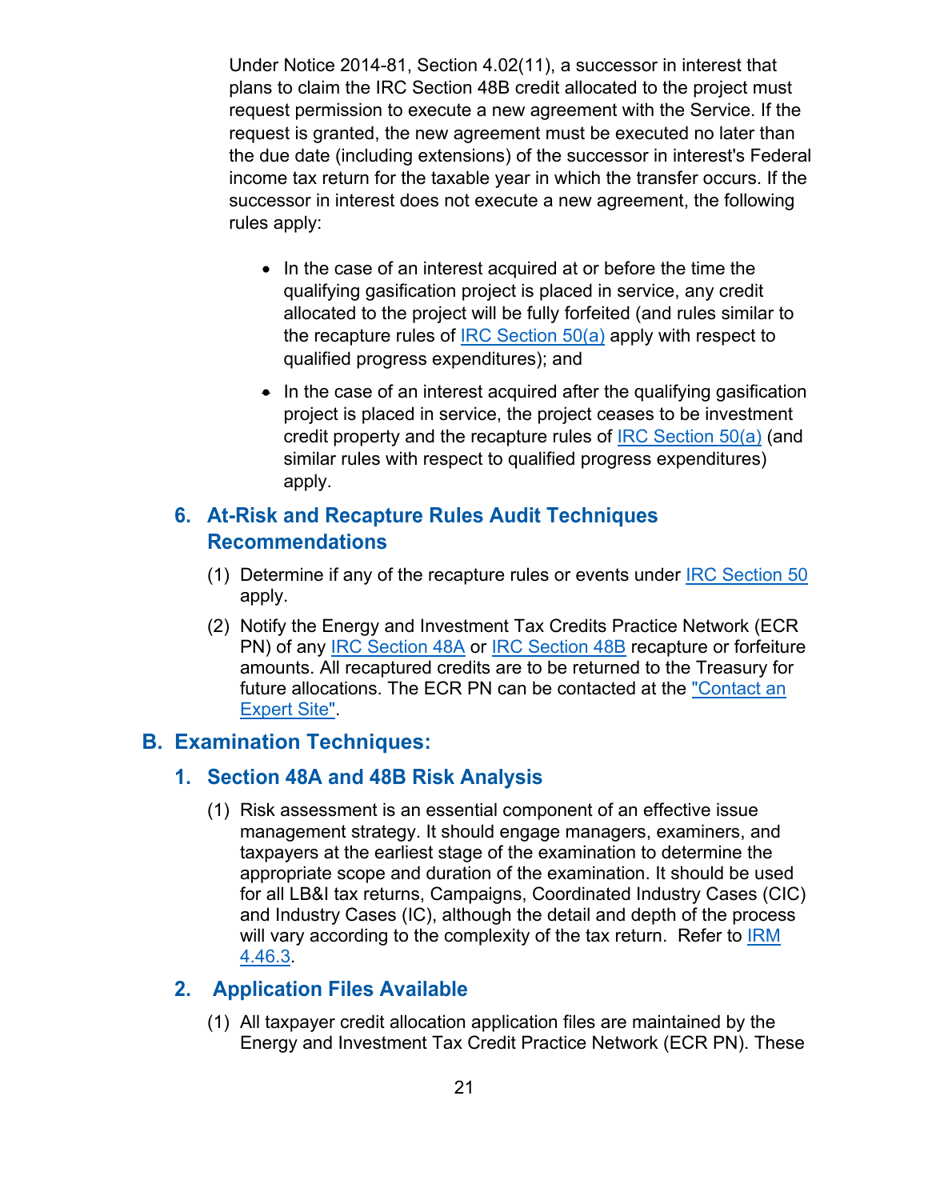Under Notice 2014-81, Section 4.02(11), a successor in interest that plans to claim the IRC Section 48B credit allocated to the project must request permission to execute a new agreement with the Service. If the request is granted, the new agreement must be executed no later than the due date (including extensions) of the successor in interest's Federal income tax return for the taxable year in which the transfer occurs. If the successor in interest does not execute a new agreement, the following rules apply:

- In the case of an interest acquired at or before the time the qualifying gasification project is placed in service, any credit allocated to the project will be fully forfeited (and rules similar to the recapture rules of IRC Section 50(a) apply with respect to qualified progress expenditures); and
- In the case of an interest acquired after the qualifying gasification project is placed in service, the project ceases to be investment credit property and the recapture rules of IRC Section 50(a) (and similar rules with respect to qualified progress expenditures) apply.

### 6. At-Risk and Recapture Rules Audit Techniques Recommendations

(1) Determine if any of the recapture rules or events under IRC Section 50 apply.

(2) Notify the Energy and Investment Tax Credits Practice Network (ECR PN) of any IRC Section 48A or IRC Section 48B recapture or forfeiture amounts. All recaptured credits are to be returned to the Treasury for future allocations. The ECR PN can be contacted at the "Contact an Expert Site".

## B. Examination Techniques:

### 1. Section 48A and 48B Risk Analysis

(1) Risk assessment is an essential component of an effective issue management strategy. It should engage managers, examiners, and taxpayers at the earliest stage of the examination to determine the appropriate scope and duration of the examination. It should be used for all LB&I tax returns, Campaigns, Coordinated Industry Cases (CIC) and Industry Cases (IC), although the detail and depth of the process will vary according to the complexity of the tax return. Refer to IRM 4.46.3.

### 2. Application Files Available

(1) All taxpayer credit allocation application files are maintained by the Energy and Investment Tax Credit Practice Network (ECR PN). These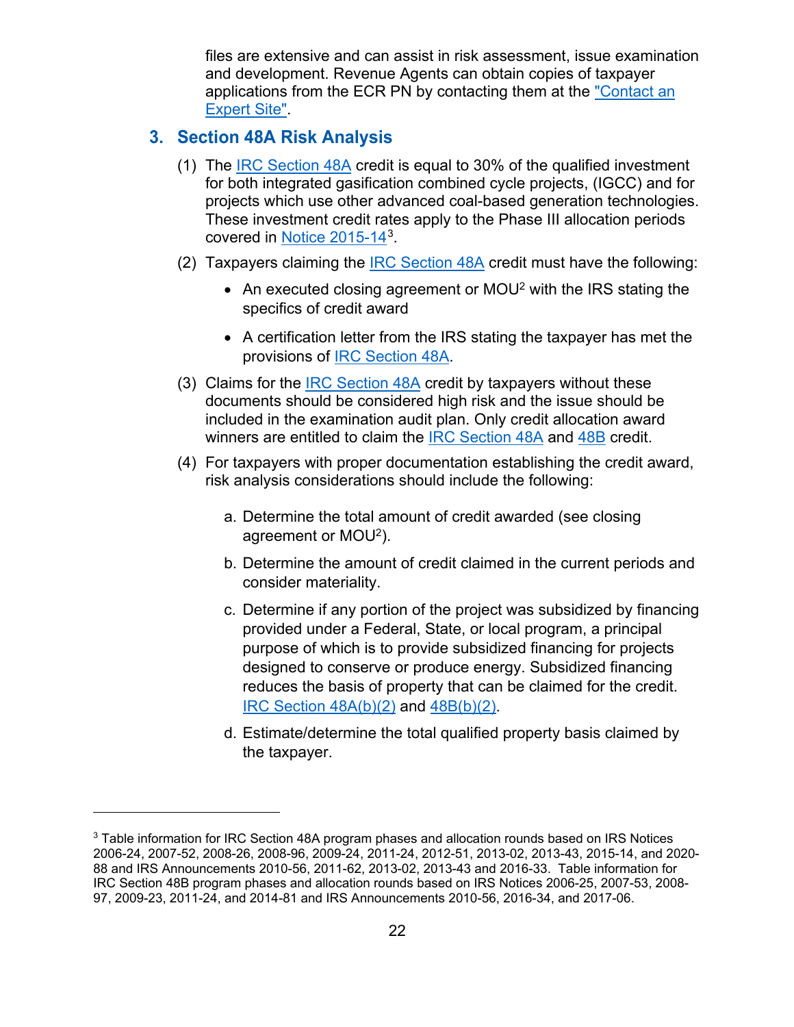files are extensive and can assist in risk assessment, issue examination and development. Revenue Agents can obtain copies of taxpayer applications from the ECR PN by contacting them at the "Contact an Expert Site".

## 3. Section 48A Risk Analysis

(1) The IRC Section 48A credit is equal to 30% of the qualified investment for both integrated gasification combined cycle projects, (IGCC) and for projects which use other advanced coal-based generation technologies. These investment credit rates apply to the Phase III allocation periods covered in Notice 2015-14[3].

(2) Taxpayers claiming the IRC Section 48A credit must have the following:

- An executed closing agreement or MOU[2] with the IRS stating the specifics of credit award
- A certification letter from the IRS stating the taxpayer has met the provisions of IRC Section 48A.

(3) Claims for the IRC Section 48A credit by taxpayers without these documents should be considered high risk and the issue should be included in the examination audit plan. Only credit allocation award winners are entitled to claim the IRC Section 48A and 48B credit.

(4) For taxpayers with proper documentation establishing the credit award, risk analysis considerations should include the following:

a. Determine the total amount of credit awarded (see closing agreement or MOU[2]).

b. Determine the amount of credit claimed in the current periods and consider materiality.

c. Determine if any portion of the project was subsidized by financing provided under a Federal, State, or local program, a principal purpose of which is to provide subsidized financing for projects designed to conserve or produce energy. Subsidized financing reduces the basis of property that can be claimed for the credit. IRC Section 48A(b)(2) and 48B(b)(2).

d. Estimate/determine the total qualified property basis claimed by the taxpayer.

---

[3] Table information for IRC Section 48A program phases and allocation rounds based on IRS Notices 2006-24, 2007-52, 2008-26, 2008-96, 2009-24, 2011-24, 2012-51, 2013-02, 2013-43, 2015-14, and 2020-88 and IRS Announcements 2010-56, 2011-62, 2013-02, 2013-43 and 2016-33. Table information for IRC Section 48B program phases and allocation rounds based on IRS Notices 2006-25, 2007-53, 2008-97, 2009-23, 2011-24, and 2014-81 and IRS Announcements 2010-56, 2016-34, and 2017-06.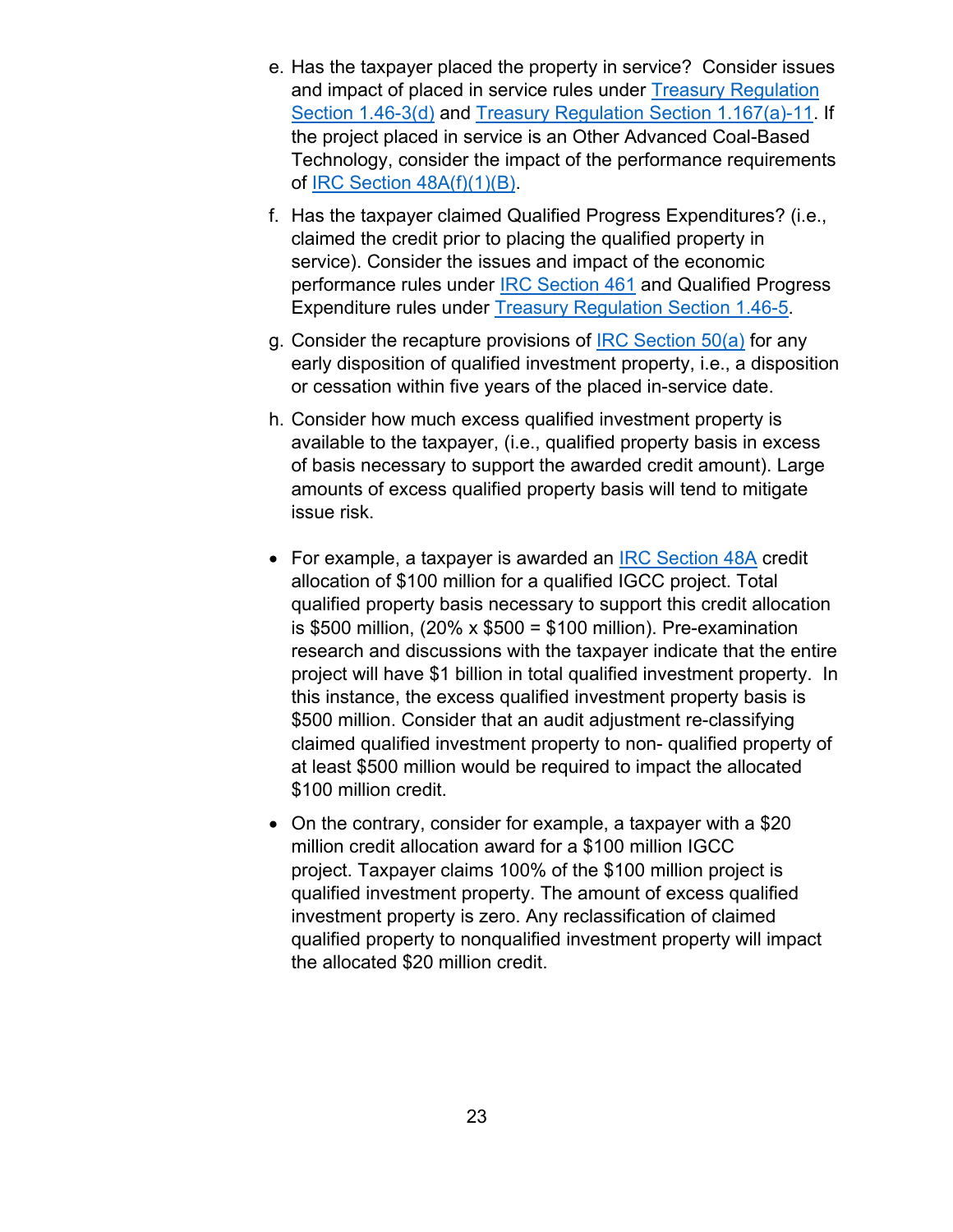e. Has the taxpayer placed the property in service? Consider issues and impact of placed in service rules under Treasury Regulation Section 1.46-3(d) and Treasury Regulation Section 1.167(a)-11. If the project placed in service is an Other Advanced Coal-Based Technology, consider the impact of the performance requirements of IRC Section 48A(f)(1)(B).

f. Has the taxpayer claimed Qualified Progress Expenditures? (i.e., claimed the credit prior to placing the qualified property in service). Consider the issues and impact of the economic performance rules under IRC Section 461 and Qualified Progress Expenditure rules under Treasury Regulation Section 1.46-5.

g. Consider the recapture provisions of IRC Section 50(a) for any early disposition of qualified investment property, i.e., a disposition or cessation within five years of the placed in-service date.

h. Consider how much excess qualified investment property is available to the taxpayer, (i.e., qualified property basis in excess of basis necessary to support the awarded credit amount). Large amounts of excess qualified property basis will tend to mitigate issue risk.

- For example, a taxpayer is awarded an IRC Section 48A credit allocation of $100 million for a qualified IGCC project. Total qualified property basis necessary to support this credit allocation is $500 million, (20% x $500 = $100 million). Pre-examination research and discussions with the taxpayer indicate that the entire project will have $1 billion in total qualified investment property. In this instance, the excess qualified investment property basis is $500 million. Consider that an audit adjustment re-classifying claimed qualified investment property to non- qualified property of at least $500 million would be required to impact the allocated $100 million credit.

- On the contrary, consider for example, a taxpayer with a $20 million credit allocation award for a $100 million IGCC project. Taxpayer claims 100% of the $100 million project is qualified investment property. The amount of excess qualified investment property is zero. Any reclassification of claimed qualified property to nonqualified investment property will impact the allocated $20 million credit.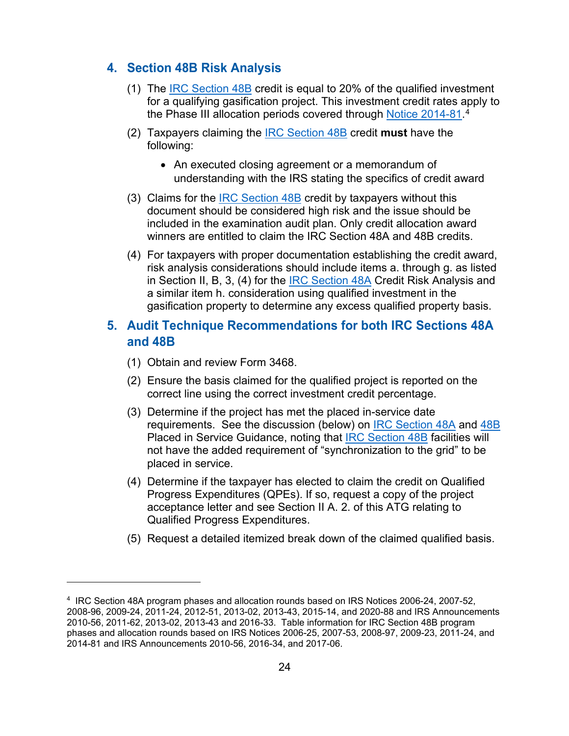## 4. Section 48B Risk Analysis

(1) The IRC Section 48B credit is equal to 20% of the qualified investment for a qualifying gasification project. This investment credit rates apply to the Phase III allocation periods covered through Notice 2014-81.[4]

(2) Taxpayers claiming the IRC Section 48B credit **must** have the following:

- An executed closing agreement or a memorandum of understanding with the IRS stating the specifics of credit award

(3) Claims for the IRC Section 48B credit by taxpayers without this document should be considered high risk and the issue should be included in the examination audit plan. Only credit allocation award winners are entitled to claim the IRC Section 48A and 48B credits.

(4) For taxpayers with proper documentation establishing the credit award, risk analysis considerations should include items a. through g. as listed in Section II, B, 3, (4) for the IRC Section 48A Credit Risk Analysis and a similar item h. consideration using qualified investment in the gasification property to determine any excess qualified property basis.

## 5. Audit Technique Recommendations for both IRC Sections 48A and 48B

(1) Obtain and review Form 3468.

(2) Ensure the basis claimed for the qualified project is reported on the correct line using the correct investment credit percentage.

(3) Determine if the project has met the placed in-service date requirements. See the discussion (below) on IRC Section 48A and 48B Placed in Service Guidance, noting that IRC Section 48B facilities will not have the added requirement of "synchronization to the grid" to be placed in service.

(4) Determine if the taxpayer has elected to claim the credit on Qualified Progress Expenditures (QPEs). If so, request a copy of the project acceptance letter and see Section II A. 2. of this ATG relating to Qualified Progress Expenditures.

(5) Request a detailed itemized break down of the claimed qualified basis.

---

[4] IRC Section 48A program phases and allocation rounds based on IRS Notices 2006-24, 2007-52, 2008-96, 2009-24, 2011-24, 2012-51, 2013-02, 2013-43, 2015-14, and 2020-88 and IRS Announcements 2010-56, 2011-62, 2013-02, 2013-43 and 2016-33. Table information for IRC Section 48B program phases and allocation rounds based on IRS Notices 2006-25, 2007-53, 2008-97, 2009-23, 2011-24, and 2014-81 and IRS Announcements 2010-56, 2016-34, and 2017-06.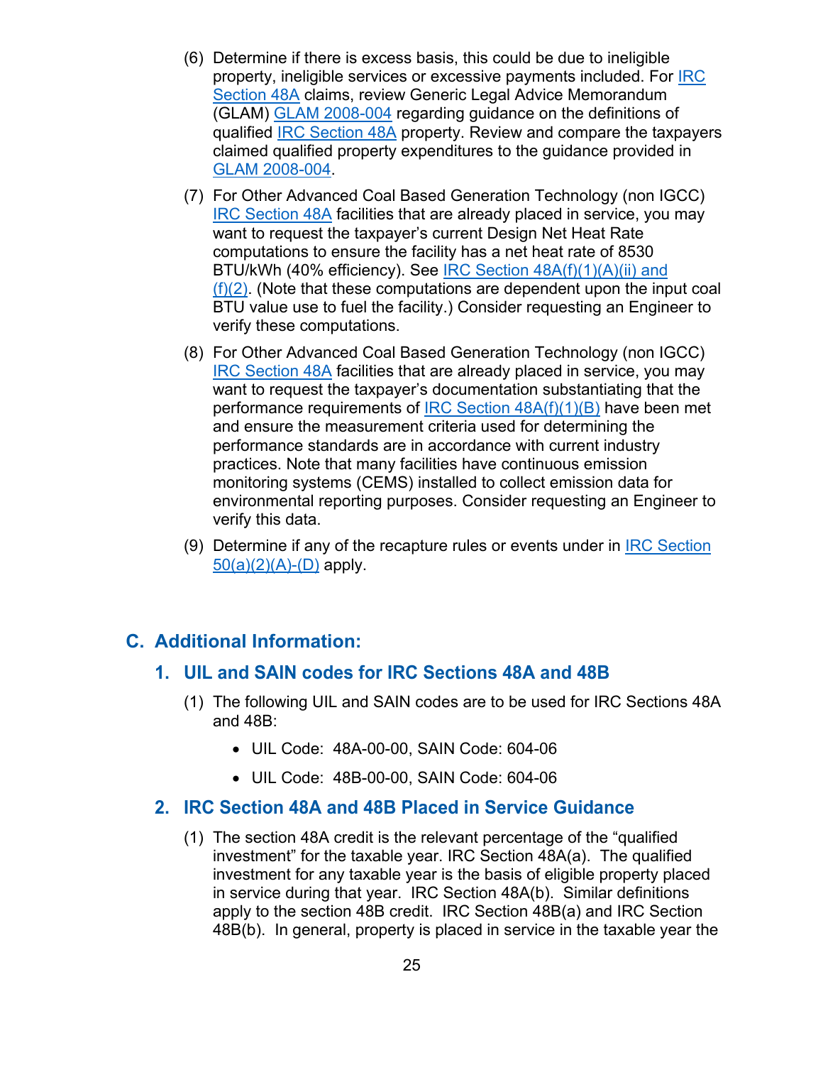(6) Determine if there is excess basis, this could be due to ineligible property, ineligible services or excessive payments included. For IRC Section 48A claims, review Generic Legal Advice Memorandum (GLAM) GLAM 2008-004 regarding guidance on the definitions of qualified IRC Section 48A property. Review and compare the taxpayers claimed qualified property expenditures to the guidance provided in GLAM 2008-004.

(7) For Other Advanced Coal Based Generation Technology (non IGCC) IRC Section 48A facilities that are already placed in service, you may want to request the taxpayer's current Design Net Heat Rate computations to ensure the facility has a net heat rate of 8530 BTU/kWh (40% efficiency). See IRC Section 48A(f)(1)(A)(ii) and (f)(2). (Note that these computations are dependent upon the input coal BTU value use to fuel the facility.) Consider requesting an Engineer to verify these computations.

(8) For Other Advanced Coal Based Generation Technology (non IGCC) IRC Section 48A facilities that are already placed in service, you may want to request the taxpayer's documentation substantiating that the performance requirements of IRC Section 48A(f)(1)(B) have been met and ensure the measurement criteria used for determining the performance standards are in accordance with current industry practices. Note that many facilities have continuous emission monitoring systems (CEMS) installed to collect emission data for environmental reporting purposes. Consider requesting an Engineer to verify this data.

(9) Determine if any of the recapture rules or events under in IRC Section 50(a)(2)(A)-(D) apply.

## C. Additional Information:

### 1. UIL and SAIN codes for IRC Sections 48A and 48B

(1) The following UIL and SAIN codes are to be used for IRC Sections 48A and 48B:

- UIL Code: 48A-00-00, SAIN Code: 604-06
- UIL Code: 48B-00-00, SAIN Code: 604-06

### 2. IRC Section 48A and 48B Placed in Service Guidance

(1) The section 48A credit is the relevant percentage of the "qualified investment" for the taxable year. IRC Section 48A(a). The qualified investment for any taxable year is the basis of eligible property placed in service during that year. IRC Section 48A(b). Similar definitions apply to the section 48B credit. IRC Section 48B(a) and IRC Section 48B(b). In general, property is placed in service in the taxable year the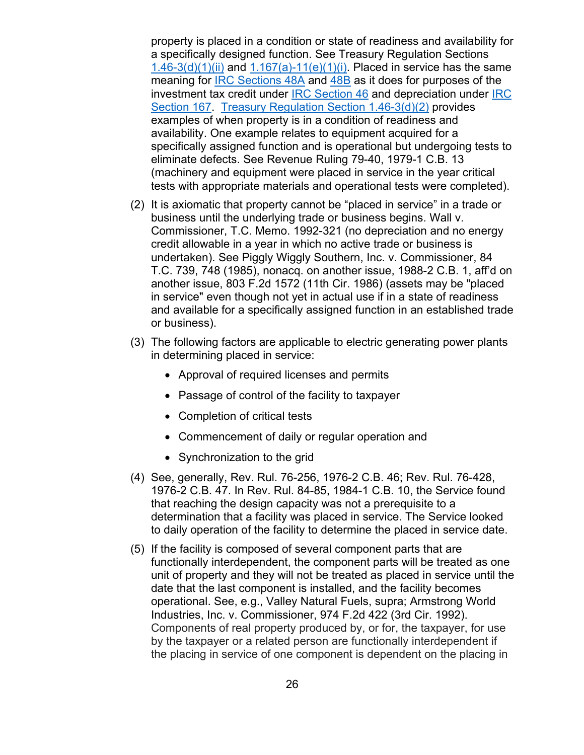property is placed in a condition or state of readiness and availability for a specifically designed function. See Treasury Regulation Sections 1.46-3(d)(1)(ii) and 1.167(a)-11(e)(1)(i). Placed in service has the same meaning for IRC Sections 48A and 48B as it does for purposes of the investment tax credit under IRC Section 46 and depreciation under IRC Section 167. Treasury Regulation Section 1.46-3(d)(2) provides examples of when property is in a condition of readiness and availability. One example relates to equipment acquired for a specifically assigned function and is operational but undergoing tests to eliminate defects. See Revenue Ruling 79-40, 1979-1 C.B. 13 (machinery and equipment were placed in service in the year critical tests with appropriate materials and operational tests were completed).

(2) It is axiomatic that property cannot be "placed in service" in a trade or business until the underlying trade or business begins. Wall v. Commissioner, T.C. Memo. 1992-321 (no depreciation and no energy credit allowable in a year in which no active trade or business is undertaken). See Piggly Wiggly Southern, Inc. v. Commissioner, 84 T.C. 739, 748 (1985), nonacq. on another issue, 1988-2 C.B. 1, aff'd on another issue, 803 F.2d 1572 (11th Cir. 1986) (assets may be "placed in service" even though not yet in actual use if in a state of readiness and available for a specifically assigned function in an established trade or business).

(3) The following factors are applicable to electric generating power plants in determining placed in service:

- Approval of required licenses and permits
- Passage of control of the facility to taxpayer
- Completion of critical tests
- Commencement of daily or regular operation and
- Synchronization to the grid

(4) See, generally, Rev. Rul. 76-256, 1976-2 C.B. 46; Rev. Rul. 76-428, 1976-2 C.B. 47. In Rev. Rul. 84-85, 1984-1 C.B. 10, the Service found that reaching the design capacity was not a prerequisite to a determination that a facility was placed in service. The Service looked to daily operation of the facility to determine the placed in service date.

(5) If the facility is composed of several component parts that are functionally interdependent, the component parts will be treated as one unit of property and they will not be treated as placed in service until the date that the last component is installed, and the facility becomes operational. See, e.g., Valley Natural Fuels, supra; Armstrong World Industries, Inc. v. Commissioner, 974 F.2d 422 (3rd Cir. 1992). Components of real property produced by, or for, the taxpayer, for use by the taxpayer or a related person are functionally interdependent if the placing in service of one component is dependent on the placing in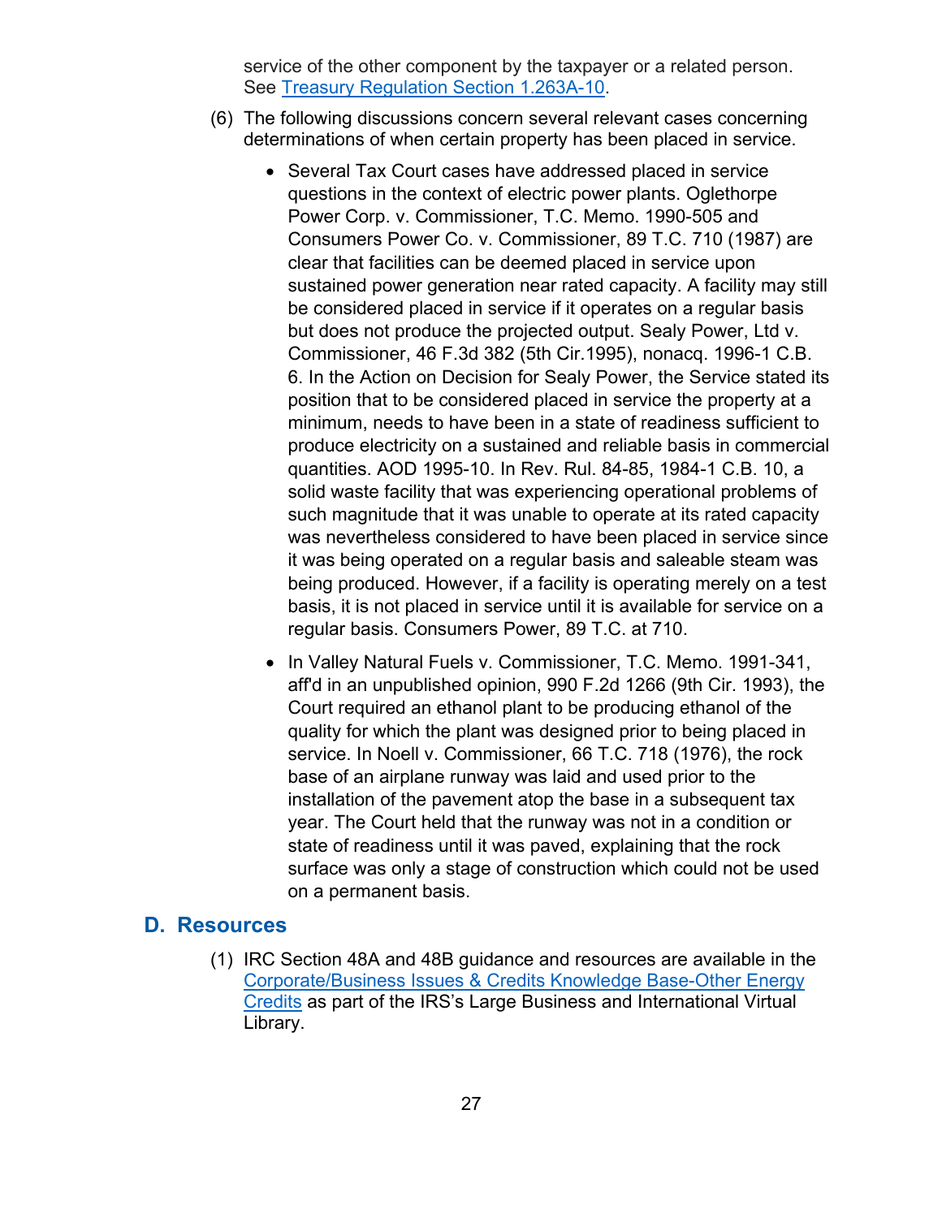service of the other component by the taxpayer or a related person. See [Treasury Regulation Section 1.263A-10](#).

(6) The following discussions concern several relevant cases concerning determinations of when certain property has been placed in service.

- Several Tax Court cases have addressed placed in service questions in the context of electric power plants. Oglethorpe Power Corp. v. Commissioner, T.C. Memo. 1990-505 and Consumers Power Co. v. Commissioner, 89 T.C. 710 (1987) are clear that facilities can be deemed placed in service upon sustained power generation near rated capacity. A facility may still be considered placed in service if it operates on a regular basis but does not produce the projected output. Sealy Power, Ltd v. Commissioner, 46 F.3d 382 (5th Cir.1995), nonacq. 1996-1 C.B. 6. In the Action on Decision for Sealy Power, the Service stated its position that to be considered placed in service the property at a minimum, needs to have been in a state of readiness sufficient to produce electricity on a sustained and reliable basis in commercial quantities. AOD 1995-10. In Rev. Rul. 84-85, 1984-1 C.B. 10, a solid waste facility that was experiencing operational problems of such magnitude that it was unable to operate at its rated capacity was nevertheless considered to have been placed in service since it was being operated on a regular basis and saleable steam was being produced. However, if a facility is operating merely on a test basis, it is not placed in service until it is available for service on a regular basis. Consumers Power, 89 T.C. at 710.
- In Valley Natural Fuels v. Commissioner, T.C. Memo. 1991-341, aff'd in an unpublished opinion, 990 F.2d 1266 (9th Cir. 1993), the Court required an ethanol plant to be producing ethanol of the quality for which the plant was designed prior to being placed in service. In Noell v. Commissioner, 66 T.C. 718 (1976), the rock base of an airplane runway was laid and used prior to the installation of the pavement atop the base in a subsequent tax year. The Court held that the runway was not in a condition or state of readiness until it was paved, explaining that the rock surface was only a stage of construction which could not be used on a permanent basis.

## D. Resources

(1) IRC Section 48A and 48B guidance and resources are available in the [Corporate/Business Issues & Credits Knowledge Base-Other Energy Credits](#) as part of the IRS's Large Business and International Virtual Library.